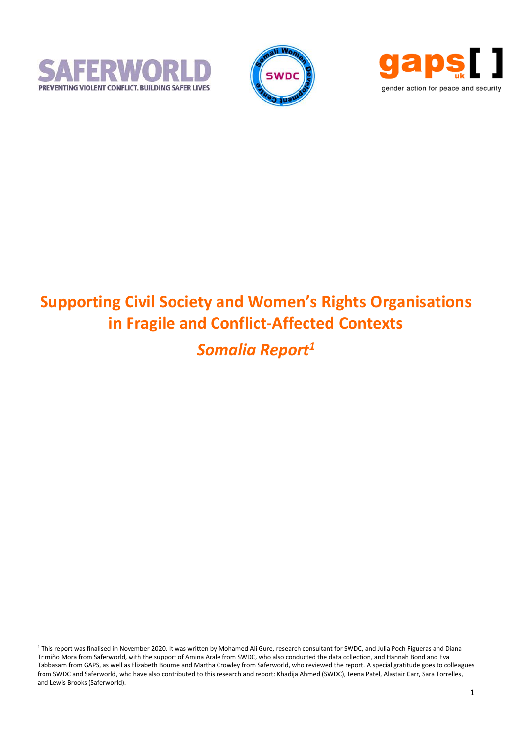# Supporting Civil Society and Women's Rights Organisations in Fragile and Conflict-Affected Contexts

## *Somalia Report*[1]

---

[1] This report was finalised in November 2020. It was written by Mohamed Ali Gure, research consultant for SWDC, and Julia Poch Figueras and Diana Trimiño Mora from Saferworld, with the support of Amina Arale from SWDC, who also conducted the data collection, and Hannah Bond and Eva Tabbasam from GAPS, as well as Elizabeth Bourne and Martha Crowley from Saferworld, who reviewed the report. A special gratitude goes to colleagues from SWDC and Saferworld, who have also contributed to this research and report: Khadija Ahmed (SWDC), Leena Patel, Alastair Carr, Sara Torrelles, and Lewis Brooks (Saferworld).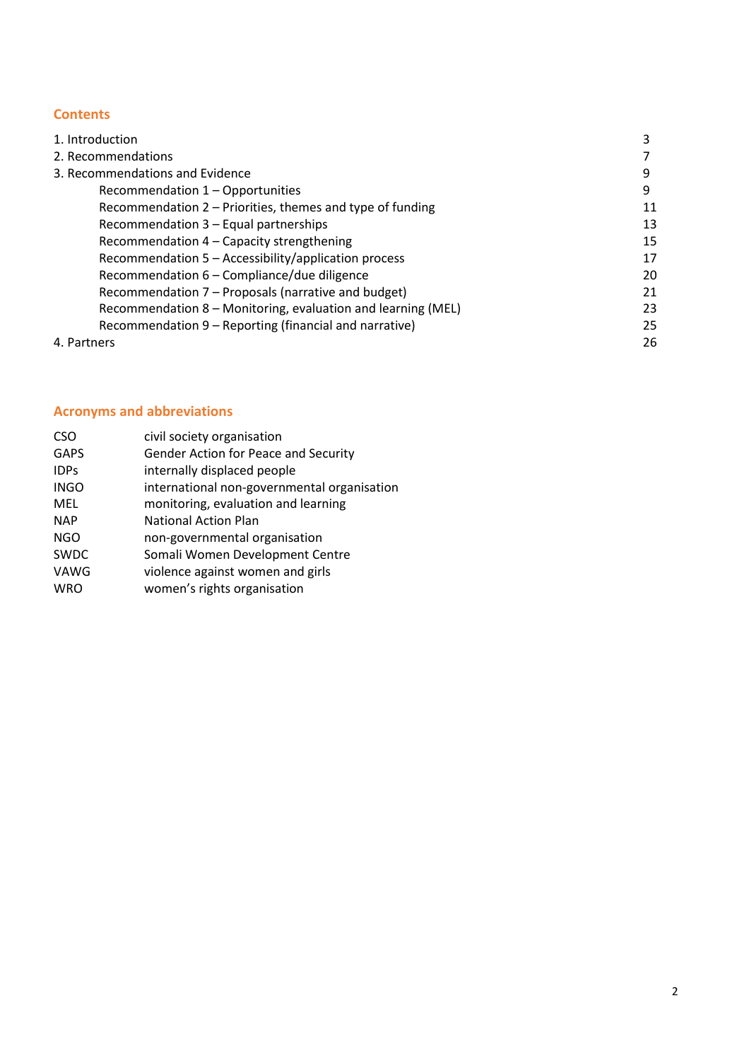## Contents

| | |
|---|---|
| 1. Introduction | 3 |
| 2. Recommendations | 7 |
| 3. Recommendations and Evidence | 9 |
| Recommendation 1 – Opportunities | 9 |
| Recommendation 2 – Priorities, themes and type of funding | 11 |
| Recommendation 3 – Equal partnerships | 13 |
| Recommendation 4 – Capacity strengthening | 15 |
| Recommendation 5 – Accessibility/application process | 17 |
| Recommendation 6 – Compliance/due diligence | 20 |
| Recommendation 7 – Proposals (narrative and budget) | 21 |
| Recommendation 8 – Monitoring, evaluation and learning (MEL) | 23 |
| Recommendation 9 – Reporting (financial and narrative) | 25 |
| 4. Partners | 26 |

## Acronyms and abbreviations

| | |
|---|---|
| CSO | civil society organisation |
| GAPS | Gender Action for Peace and Security |
| IDPs | internally displaced people |
| INGO | international non-governmental organisation |
| MEL | monitoring, evaluation and learning |
| NAP | National Action Plan |
| NGO | non-governmental organisation |
| SWDC | Somali Women Development Centre |
| VAWG | violence against women and girls |
| WRO | women's rights organisation |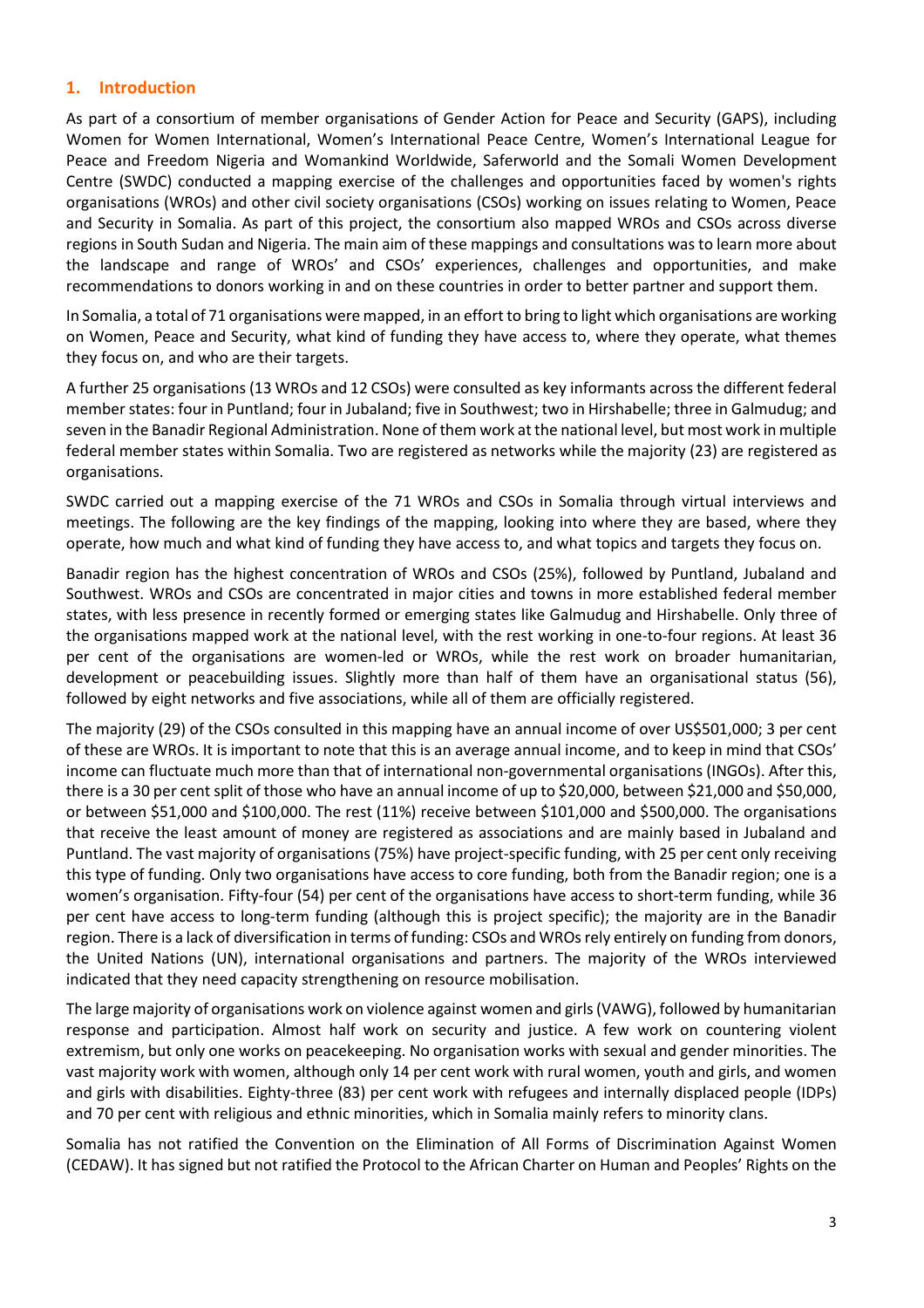## 1. Introduction

As part of a consortium of member organisations of Gender Action for Peace and Security (GAPS), including Women for Women International, Women's International Peace Centre, Women's International League for Peace and Freedom Nigeria and Womankind Worldwide, Saferworld and the Somali Women Development Centre (SWDC) conducted a mapping exercise of the challenges and opportunities faced by women's rights organisations (WROs) and other civil society organisations (CSOs) working on issues relating to Women, Peace and Security in Somalia. As part of this project, the consortium also mapped WROs and CSOs across diverse regions in South Sudan and Nigeria. The main aim of these mappings and consultations was to learn more about the landscape and range of WROs' and CSOs' experiences, challenges and opportunities, and make recommendations to donors working in and on these countries in order to better partner and support them.

In Somalia, a total of 71 organisations were mapped, in an effort to bring to light which organisations are working on Women, Peace and Security, what kind of funding they have access to, where they operate, what themes they focus on, and who are their targets.

A further 25 organisations (13 WROs and 12 CSOs) were consulted as key informants across the different federal member states: four in Puntland; four in Jubaland; five in Southwest; two in Hirshabelle; three in Galmudug; and seven in the Banadir Regional Administration. None of them work at the national level, but most work in multiple federal member states within Somalia. Two are registered as networks while the majority (23) are registered as organisations.

SWDC carried out a mapping exercise of the 71 WROs and CSOs in Somalia through virtual interviews and meetings. The following are the key findings of the mapping, looking into where they are based, where they operate, how much and what kind of funding they have access to, and what topics and targets they focus on.

Banadir region has the highest concentration of WROs and CSOs (25%), followed by Puntland, Jubaland and Southwest. WROs and CSOs are concentrated in major cities and towns in more established federal member states, with less presence in recently formed or emerging states like Galmudug and Hirshabelle. Only three of the organisations mapped work at the national level, with the rest working in one-to-four regions. At least 36 per cent of the organisations are women-led or WROs, while the rest work on broader humanitarian, development or peacebuilding issues. Slightly more than half of them have an organisational status (56), followed by eight networks and five associations, while all of them are officially registered.

The majority (29) of the CSOs consulted in this mapping have an annual income of over US$501,000; 3 per cent of these are WROs. It is important to note that this is an average annual income, and to keep in mind that CSOs' income can fluctuate much more than that of international non-governmental organisations (INGOs). After this, there is a 30 per cent split of those who have an annual income of up to $20,000, between $21,000 and $50,000, or between $51,000 and $100,000. The rest (11%) receive between $101,000 and $500,000. The organisations that receive the least amount of money are registered as associations and are mainly based in Jubaland and Puntland. The vast majority of organisations (75%) have project-specific funding, with 25 per cent only receiving this type of funding. Only two organisations have access to core funding, both from the Banadir region; one is a women's organisation. Fifty-four (54) per cent of the organisations have access to short-term funding, while 36 per cent have access to long-term funding (although this is project specific); the majority are in the Banadir region. There is a lack of diversification in terms of funding: CSOs and WROs rely entirely on funding from donors, the United Nations (UN), international organisations and partners. The majority of the WROs interviewed indicated that they need capacity strengthening on resource mobilisation.

The large majority of organisations work on violence against women and girls (VAWG), followed by humanitarian response and participation. Almost half work on security and justice. A few work on countering violent extremism, but only one works on peacekeeping. No organisation works with sexual and gender minorities. The vast majority work with women, although only 14 per cent work with rural women, youth and girls, and women and girls with disabilities. Eighty-three (83) per cent work with refugees and internally displaced people (IDPs) and 70 per cent with religious and ethnic minorities, which in Somalia mainly refers to minority clans.

Somalia has not ratified the Convention on the Elimination of All Forms of Discrimination Against Women (CEDAW). It has signed but not ratified the Protocol to the African Charter on Human and Peoples' Rights on the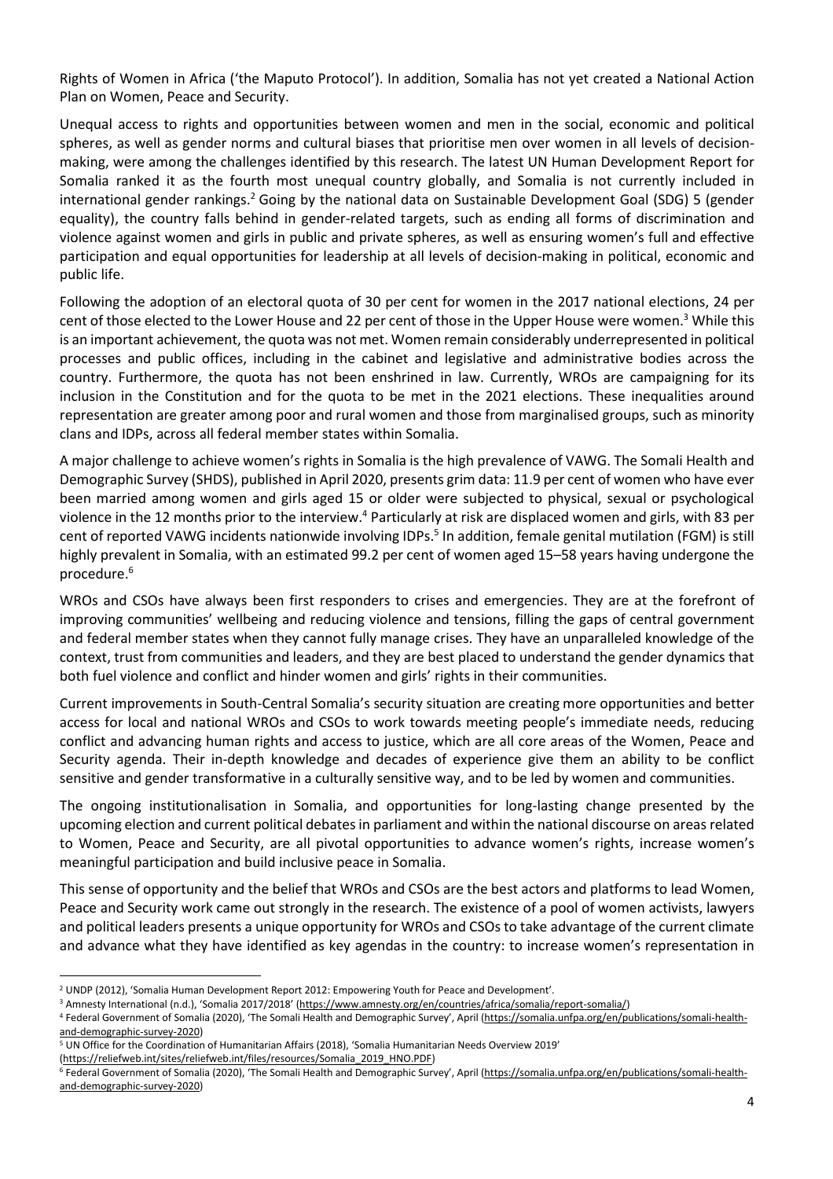Rights of Women in Africa ('the Maputo Protocol'). In addition, Somalia has not yet created a National Action Plan on Women, Peace and Security.

Unequal access to rights and opportunities between women and men in the social, economic and political spheres, as well as gender norms and cultural biases that prioritise men over women in all levels of decision-making, were among the challenges identified by this research. The latest UN Human Development Report for Somalia ranked it as the fourth most unequal country globally, and Somalia is not currently included in international gender rankings.[2] Going by the national data on Sustainable Development Goal (SDG) 5 (gender equality), the country falls behind in gender-related targets, such as ending all forms of discrimination and violence against women and girls in public and private spheres, as well as ensuring women's full and effective participation and equal opportunities for leadership at all levels of decision-making in political, economic and public life.

Following the adoption of an electoral quota of 30 per cent for women in the 2017 national elections, 24 per cent of those elected to the Lower House and 22 per cent of those in the Upper House were women.[3] While this is an important achievement, the quota was not met. Women remain considerably underrepresented in political processes and public offices, including in the cabinet and legislative and administrative bodies across the country. Furthermore, the quota has not been enshrined in law. Currently, WROs are campaigning for its inclusion in the Constitution and for the quota to be met in the 2021 elections. These inequalities around representation are greater among poor and rural women and those from marginalised groups, such as minority clans and IDPs, across all federal member states within Somalia.

A major challenge to achieve women's rights in Somalia is the high prevalence of VAWG. The Somali Health and Demographic Survey (SHDS), published in April 2020, presents grim data: 11.9 per cent of women who have ever been married among women and girls aged 15 or older were subjected to physical, sexual or psychological violence in the 12 months prior to the interview.[4] Particularly at risk are displaced women and girls, with 83 per cent of reported VAWG incidents nationwide involving IDPs.[5] In addition, female genital mutilation (FGM) is still highly prevalent in Somalia, with an estimated 99.2 per cent of women aged 15–58 years having undergone the procedure.[6]

WROs and CSOs have always been first responders to crises and emergencies. They are at the forefront of improving communities' wellbeing and reducing violence and tensions, filling the gaps of central government and federal member states when they cannot fully manage crises. They have an unparalleled knowledge of the context, trust from communities and leaders, and they are best placed to understand the gender dynamics that both fuel violence and conflict and hinder women and girls' rights in their communities.

Current improvements in South-Central Somalia's security situation are creating more opportunities and better access for local and national WROs and CSOs to work towards meeting people's immediate needs, reducing conflict and advancing human rights and access to justice, which are all core areas of the Women, Peace and Security agenda. Their in-depth knowledge and decades of experience give them an ability to be conflict sensitive and gender transformative in a culturally sensitive way, and to be led by women and communities.

The ongoing institutionalisation in Somalia, and opportunities for long-lasting change presented by the upcoming election and current political debates in parliament and within the national discourse on areas related to Women, Peace and Security, are all pivotal opportunities to advance women's rights, increase women's meaningful participation and build inclusive peace in Somalia.

This sense of opportunity and the belief that WROs and CSOs are the best actors and platforms to lead Women, Peace and Security work came out strongly in the research. The existence of a pool of women activists, lawyers and political leaders presents a unique opportunity for WROs and CSOs to take advantage of the current climate and advance what they have identified as key agendas in the country: to increase women's representation in

---

[2] UNDP (2012), 'Somalia Human Development Report 2012: Empowering Youth for Peace and Development'.

[3] Amnesty International (n.d.), 'Somalia 2017/2018' (https://www.amnesty.org/en/countries/africa/somalia/report-somalia/)

[4] Federal Government of Somalia (2020), 'The Somali Health and Demographic Survey', April (https://somalia.unfpa.org/en/publications/somali-health-and-demographic-survey-2020)

[5] UN Office for the Coordination of Humanitarian Affairs (2018), 'Somalia Humanitarian Needs Overview 2019' (https://reliefweb.int/sites/reliefweb.int/files/resources/Somalia_2019_HNO.PDF)

[6] Federal Government of Somalia (2020), 'The Somali Health and Demographic Survey', April (https://somalia.unfpa.org/en/publications/somali-health-and-demographic-survey-2020)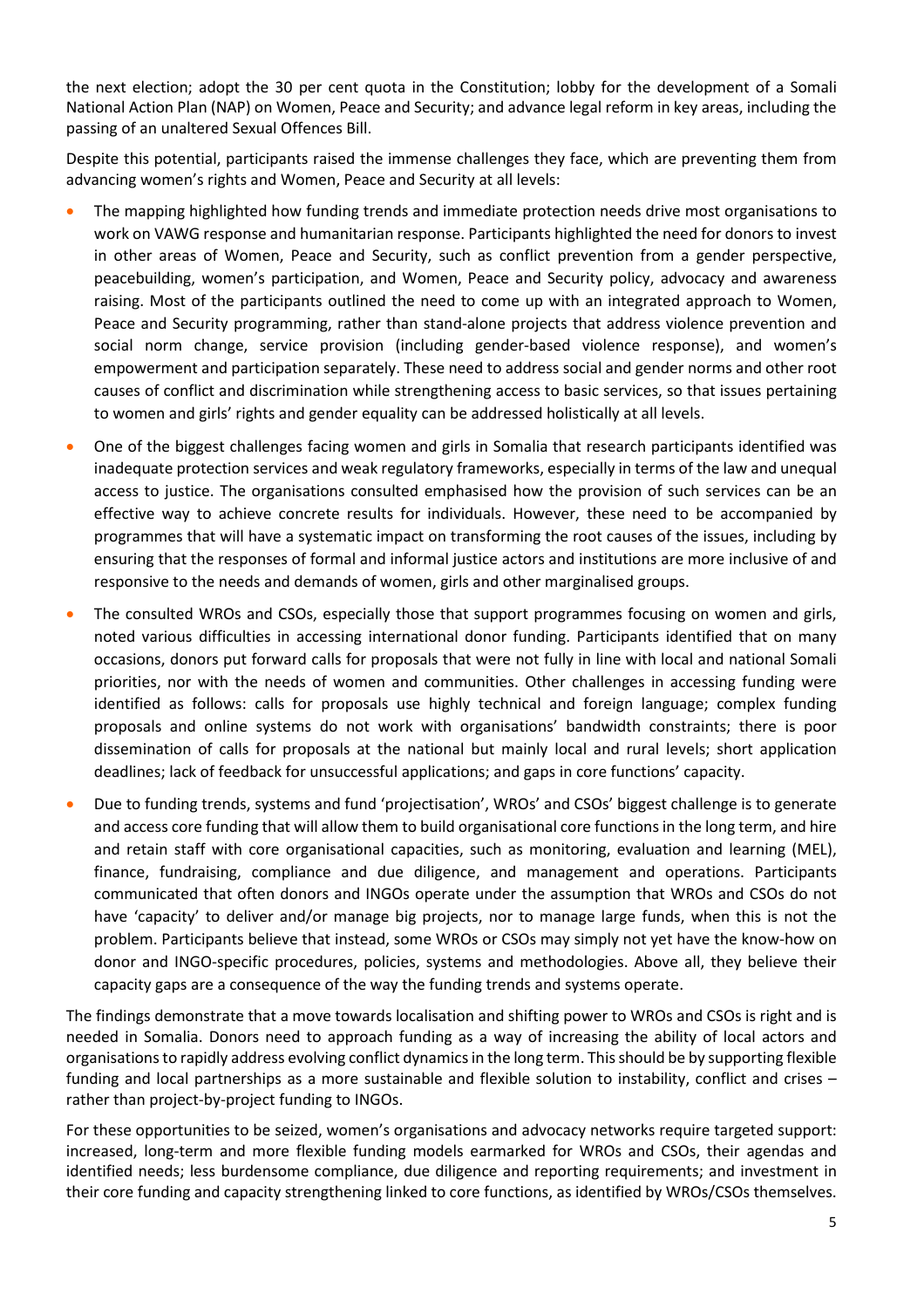the next election; adopt the 30 per cent quota in the Constitution; lobby for the development of a Somali National Action Plan (NAP) on Women, Peace and Security; and advance legal reform in key areas, including the passing of an unaltered Sexual Offences Bill.

Despite this potential, participants raised the immense challenges they face, which are preventing them from advancing women's rights and Women, Peace and Security at all levels:

- The mapping highlighted how funding trends and immediate protection needs drive most organisations to work on VAWG response and humanitarian response. Participants highlighted the need for donors to invest in other areas of Women, Peace and Security, such as conflict prevention from a gender perspective, peacebuilding, women's participation, and Women, Peace and Security policy, advocacy and awareness raising. Most of the participants outlined the need to come up with an integrated approach to Women, Peace and Security programming, rather than stand-alone projects that address violence prevention and social norm change, service provision (including gender-based violence response), and women's empowerment and participation separately. These need to address social and gender norms and other root causes of conflict and discrimination while strengthening access to basic services, so that issues pertaining to women and girls' rights and gender equality can be addressed holistically at all levels.

- One of the biggest challenges facing women and girls in Somalia that research participants identified was inadequate protection services and weak regulatory frameworks, especially in terms of the law and unequal access to justice. The organisations consulted emphasised how the provision of such services can be an effective way to achieve concrete results for individuals. However, these need to be accompanied by programmes that will have a systematic impact on transforming the root causes of the issues, including by ensuring that the responses of formal and informal justice actors and institutions are more inclusive of and responsive to the needs and demands of women, girls and other marginalised groups.

- The consulted WROs and CSOs, especially those that support programmes focusing on women and girls, noted various difficulties in accessing international donor funding. Participants identified that on many occasions, donors put forward calls for proposals that were not fully in line with local and national Somali priorities, nor with the needs of women and communities. Other challenges in accessing funding were identified as follows: calls for proposals use highly technical and foreign language; complex funding proposals and online systems do not work with organisations' bandwidth constraints; there is poor dissemination of calls for proposals at the national but mainly local and rural levels; short application deadlines; lack of feedback for unsuccessful applications; and gaps in core functions' capacity.

- Due to funding trends, systems and fund 'projectisation', WROs' and CSOs' biggest challenge is to generate and access core funding that will allow them to build organisational core functions in the long term, and hire and retain staff with core organisational capacities, such as monitoring, evaluation and learning (MEL), finance, fundraising, compliance and due diligence, and management and operations. Participants communicated that often donors and INGOs operate under the assumption that WROs and CSOs do not have 'capacity' to deliver and/or manage big projects, nor to manage large funds, when this is not the problem. Participants believe that instead, some WROs or CSOs may simply not yet have the know-how on donor and INGO-specific procedures, policies, systems and methodologies. Above all, they believe their capacity gaps are a consequence of the way the funding trends and systems operate.

The findings demonstrate that a move towards localisation and shifting power to WROs and CSOs is right and is needed in Somalia. Donors need to approach funding as a way of increasing the ability of local actors and organisations to rapidly address evolving conflict dynamics in the long term. This should be by supporting flexible funding and local partnerships as a more sustainable and flexible solution to instability, conflict and crises – rather than project-by-project funding to INGOs.

For these opportunities to be seized, women's organisations and advocacy networks require targeted support: increased, long-term and more flexible funding models earmarked for WROs and CSOs, their agendas and identified needs; less burdensome compliance, due diligence and reporting requirements; and investment in their core funding and capacity strengthening linked to core functions, as identified by WROs/CSOs themselves.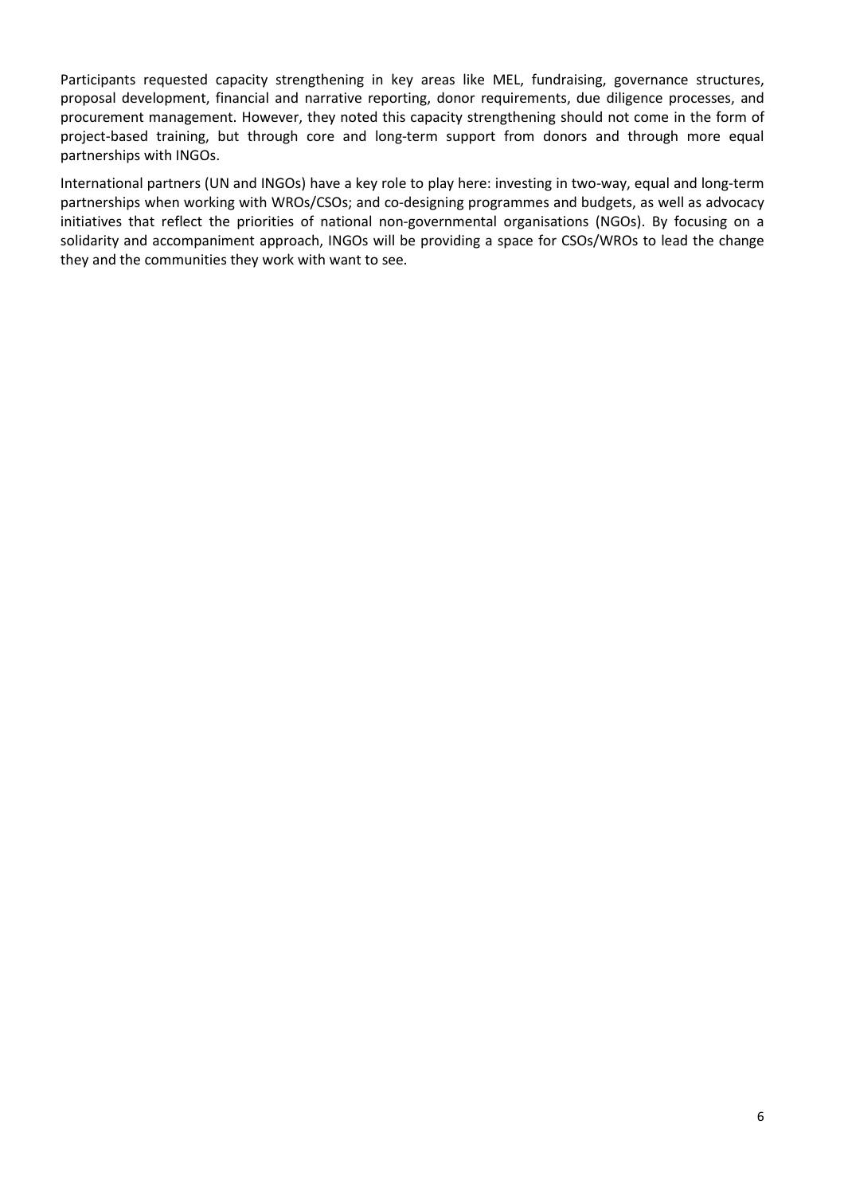Participants requested capacity strengthening in key areas like MEL, fundraising, governance structures, proposal development, financial and narrative reporting, donor requirements, due diligence processes, and procurement management. However, they noted this capacity strengthening should not come in the form of project-based training, but through core and long-term support from donors and through more equal partnerships with INGOs.

International partners (UN and INGOs) have a key role to play here: investing in two-way, equal and long-term partnerships when working with WROs/CSOs; and co-designing programmes and budgets, as well as advocacy initiatives that reflect the priorities of national non-governmental organisations (NGOs). By focusing on a solidarity and accompaniment approach, INGOs will be providing a space for CSOs/WROs to lead the change they and the communities they work with want to see.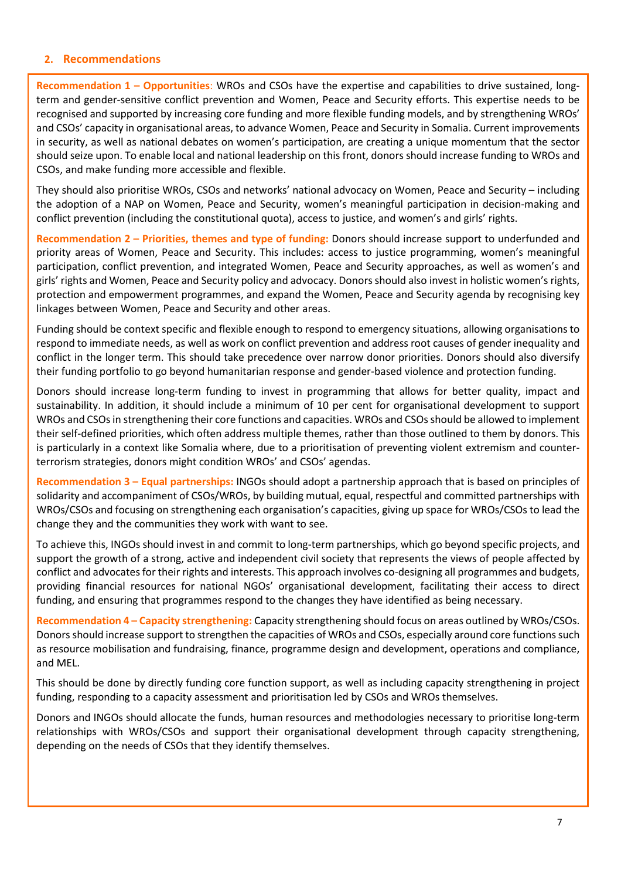## 2. Recommendations

**Recommendation 1 – Opportunities**: WROs and CSOs have the expertise and capabilities to drive sustained, long-term and gender-sensitive conflict prevention and Women, Peace and Security efforts. This expertise needs to be recognised and supported by increasing core funding and more flexible funding models, and by strengthening WROs' and CSOs' capacity in organisational areas, to advance Women, Peace and Security in Somalia. Current improvements in security, as well as national debates on women's participation, are creating a unique momentum that the sector should seize upon. To enable local and national leadership on this front, donors should increase funding to WROs and CSOs, and make funding more accessible and flexible.

They should also prioritise WROs, CSOs and networks' national advocacy on Women, Peace and Security – including the adoption of a NAP on Women, Peace and Security, women's meaningful participation in decision-making and conflict prevention (including the constitutional quota), access to justice, and women's and girls' rights.

**Recommendation 2 – Priorities, themes and type of funding:** Donors should increase support to underfunded and priority areas of Women, Peace and Security. This includes: access to justice programming, women's meaningful participation, conflict prevention, and integrated Women, Peace and Security approaches, as well as women's and girls' rights and Women, Peace and Security policy and advocacy. Donors should also invest in holistic women's rights, protection and empowerment programmes, and expand the Women, Peace and Security agenda by recognising key linkages between Women, Peace and Security and other areas.

Funding should be context specific and flexible enough to respond to emergency situations, allowing organisations to respond to immediate needs, as well as work on conflict prevention and address root causes of gender inequality and conflict in the longer term. This should take precedence over narrow donor priorities. Donors should also diversify their funding portfolio to go beyond humanitarian response and gender-based violence and protection funding.

Donors should increase long-term funding to invest in programming that allows for better quality, impact and sustainability. In addition, it should include a minimum of 10 per cent for organisational development to support WROs and CSOs in strengthening their core functions and capacities. WROs and CSOs should be allowed to implement their self-defined priorities, which often address multiple themes, rather than those outlined to them by donors. This is particularly in a context like Somalia where, due to a prioritisation of preventing violent extremism and counter-terrorism strategies, donors might condition WROs' and CSOs' agendas.

**Recommendation 3 – Equal partnerships:** INGOs should adopt a partnership approach that is based on principles of solidarity and accompaniment of CSOs/WROs, by building mutual, equal, respectful and committed partnerships with WROs/CSOs and focusing on strengthening each organisation's capacities, giving up space for WROs/CSOs to lead the change they and the communities they work with want to see.

To achieve this, INGOs should invest in and commit to long-term partnerships, which go beyond specific projects, and support the growth of a strong, active and independent civil society that represents the views of people affected by conflict and advocates for their rights and interests. This approach involves co-designing all programmes and budgets, providing financial resources for national NGOs' organisational development, facilitating their access to direct funding, and ensuring that programmes respond to the changes they have identified as being necessary.

**Recommendation 4 – Capacity strengthening:** Capacity strengthening should focus on areas outlined by WROs/CSOs. Donors should increase support to strengthen the capacities of WROs and CSOs, especially around core functions such as resource mobilisation and fundraising, finance, programme design and development, operations and compliance, and MEL.

This should be done by directly funding core function support, as well as including capacity strengthening in project funding, responding to a capacity assessment and prioritisation led by CSOs and WROs themselves.

Donors and INGOs should allocate the funds, human resources and methodologies necessary to prioritise long-term relationships with WROs/CSOs and support their organisational development through capacity strengthening, depending on the needs of CSOs that they identify themselves.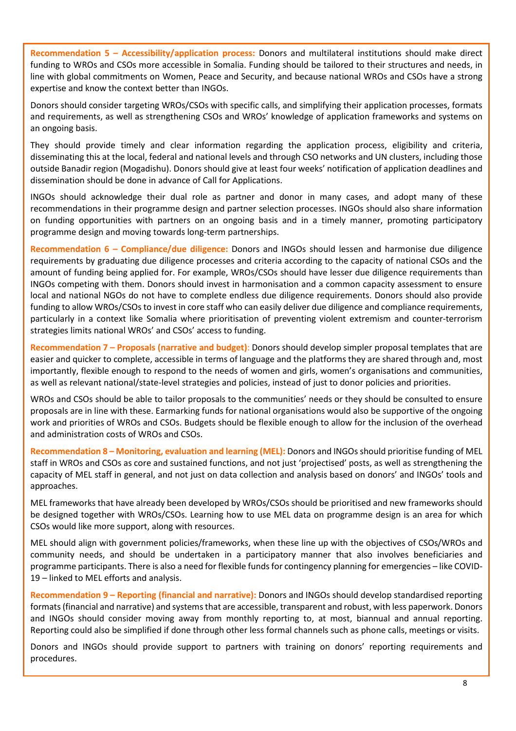**Recommendation 5 – Accessibility/application process:** Donors and multilateral institutions should make direct funding to WROs and CSOs more accessible in Somalia. Funding should be tailored to their structures and needs, in line with global commitments on Women, Peace and Security, and because national WROs and CSOs have a strong expertise and know the context better than INGOs.

Donors should consider targeting WROs/CSOs with specific calls, and simplifying their application processes, formats and requirements, as well as strengthening CSOs and WROs' knowledge of application frameworks and systems on an ongoing basis.

They should provide timely and clear information regarding the application process, eligibility and criteria, disseminating this at the local, federal and national levels and through CSO networks and UN clusters, including those outside Banadir region (Mogadishu). Donors should give at least four weeks' notification of application deadlines and dissemination should be done in advance of Call for Applications.

INGOs should acknowledge their dual role as partner and donor in many cases, and adopt many of these recommendations in their programme design and partner selection processes. INGOs should also share information on funding opportunities with partners on an ongoing basis and in a timely manner, promoting participatory programme design and moving towards long-term partnerships.

**Recommendation 6 – Compliance/due diligence:** Donors and INGOs should lessen and harmonise due diligence requirements by graduating due diligence processes and criteria according to the capacity of national CSOs and the amount of funding being applied for. For example, WROs/CSOs should have lesser due diligence requirements than INGOs competing with them. Donors should invest in harmonisation and a common capacity assessment to ensure local and national NGOs do not have to complete endless due diligence requirements. Donors should also provide funding to allow WROs/CSOs to invest in core staff who can easily deliver due diligence and compliance requirements, particularly in a context like Somalia where prioritisation of preventing violent extremism and counter-terrorism strategies limits national WROs' and CSOs' access to funding.

**Recommendation 7 – Proposals (narrative and budget)**: Donors should develop simpler proposal templates that are easier and quicker to complete, accessible in terms of language and the platforms they are shared through and, most importantly, flexible enough to respond to the needs of women and girls, women's organisations and communities, as well as relevant national/state-level strategies and policies, instead of just to donor policies and priorities.

WROs and CSOs should be able to tailor proposals to the communities' needs or they should be consulted to ensure proposals are in line with these. Earmarking funds for national organisations would also be supportive of the ongoing work and priorities of WROs and CSOs. Budgets should be flexible enough to allow for the inclusion of the overhead and administration costs of WROs and CSOs.

**Recommendation 8 – Monitoring, evaluation and learning (MEL):** Donors and INGOs should prioritise funding of MEL staff in WROs and CSOs as core and sustained functions, and not just 'projectised' posts, as well as strengthening the capacity of MEL staff in general, and not just on data collection and analysis based on donors' and INGOs' tools and approaches.

MEL frameworks that have already been developed by WROs/CSOs should be prioritised and new frameworks should be designed together with WROs/CSOs. Learning how to use MEL data on programme design is an area for which CSOs would like more support, along with resources.

MEL should align with government policies/frameworks, when these line up with the objectives of CSOs/WROs and community needs, and should be undertaken in a participatory manner that also involves beneficiaries and programme participants. There is also a need for flexible funds for contingency planning for emergencies – like COVID-19 – linked to MEL efforts and analysis.

**Recommendation 9 – Reporting (financial and narrative):** Donors and INGOs should develop standardised reporting formats (financial and narrative) and systems that are accessible, transparent and robust, with less paperwork. Donors and INGOs should consider moving away from monthly reporting to, at most, biannual and annual reporting. Reporting could also be simplified if done through other less formal channels such as phone calls, meetings or visits.

Donors and INGOs should provide support to partners with training on donors' reporting requirements and procedures.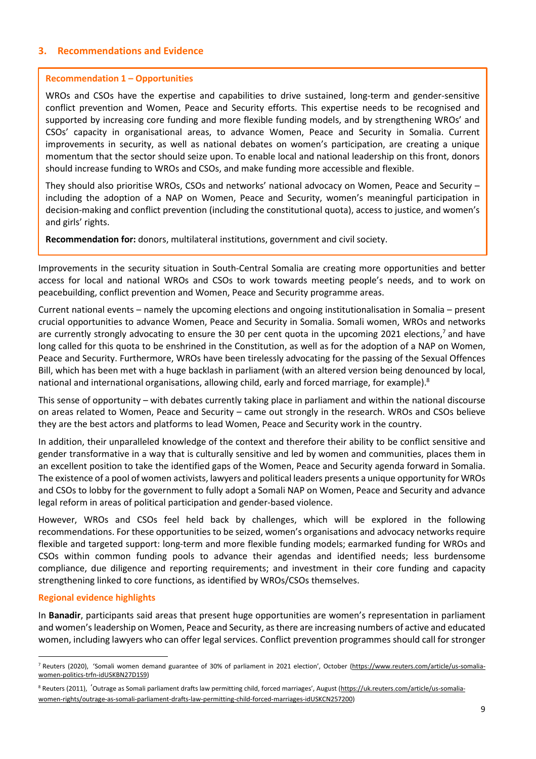## 3. Recommendations and Evidence

**Recommendation 1 – Opportunities**

WROs and CSOs have the expertise and capabilities to drive sustained, long-term and gender-sensitive conflict prevention and Women, Peace and Security efforts. This expertise needs to be recognised and supported by increasing core funding and more flexible funding models, and by strengthening WROs' and CSOs' capacity in organisational areas, to advance Women, Peace and Security in Somalia. Current improvements in security, as well as national debates on women's participation, are creating a unique momentum that the sector should seize upon. To enable local and national leadership on this front, donors should increase funding to WROs and CSOs, and make funding more accessible and flexible.

They should also prioritise WROs, CSOs and networks' national advocacy on Women, Peace and Security – including the adoption of a NAP on Women, Peace and Security, women's meaningful participation in decision-making and conflict prevention (including the constitutional quota), access to justice, and women's and girls' rights.

**Recommendation for:** donors, multilateral institutions, government and civil society.

Improvements in the security situation in South-Central Somalia are creating more opportunities and better access for local and national WROs and CSOs to work towards meeting people's needs, and to work on peacebuilding, conflict prevention and Women, Peace and Security programme areas.

Current national events – namely the upcoming elections and ongoing institutionalisation in Somalia – present crucial opportunities to advance Women, Peace and Security in Somalia. Somali women, WROs and networks are currently strongly advocating to ensure the 30 per cent quota in the upcoming 2021 elections,[7] and have long called for this quota to be enshrined in the Constitution, as well as for the adoption of a NAP on Women, Peace and Security. Furthermore, WROs have been tirelessly advocating for the passing of the Sexual Offences Bill, which has been met with a huge backlash in parliament (with an altered version being denounced by local, national and international organisations, allowing child, early and forced marriage, for example).[8]

This sense of opportunity – with debates currently taking place in parliament and within the national discourse on areas related to Women, Peace and Security – came out strongly in the research. WROs and CSOs believe they are the best actors and platforms to lead Women, Peace and Security work in the country.

In addition, their unparalleled knowledge of the context and therefore their ability to be conflict sensitive and gender transformative in a way that is culturally sensitive and led by women and communities, places them in an excellent position to take the identified gaps of the Women, Peace and Security agenda forward in Somalia. The existence of a pool of women activists, lawyers and political leaders presents a unique opportunity for WROs and CSOs to lobby for the government to fully adopt a Somali NAP on Women, Peace and Security and advance legal reform in areas of political participation and gender-based violence.

However, WROs and CSOs feel held back by challenges, which will be explored in the following recommendations. For these opportunities to be seized, women's organisations and advocacy networks require flexible and targeted support: long-term and more flexible funding models; earmarked funding for WROs and CSOs within common funding pools to advance their agendas and identified needs; less burdensome compliance, due diligence and reporting requirements; and investment in their core funding and capacity strengthening linked to core functions, as identified by WROs/CSOs themselves.

### Regional evidence highlights

In **Banadir**, participants said areas that present huge opportunities are women's representation in parliament and women's leadership on Women, Peace and Security, as there are increasing numbers of active and educated women, including lawyers who can offer legal services. Conflict prevention programmes should call for stronger

---

[7] Reuters (2020), 'Somali women demand guarantee of 30% of parliament in 2021 election', October (https://www.reuters.com/article/us-somalia-women-politics-trfn-idUSKBN27D1S9)

[8] Reuters (2011), 'Outrage as Somali parliament drafts law permitting child, forced marriages', August (https://uk.reuters.com/article/us-somalia-women-rights/outrage-as-somali-parliament-drafts-law-permitting-child-forced-marriages-idUSKCN257200)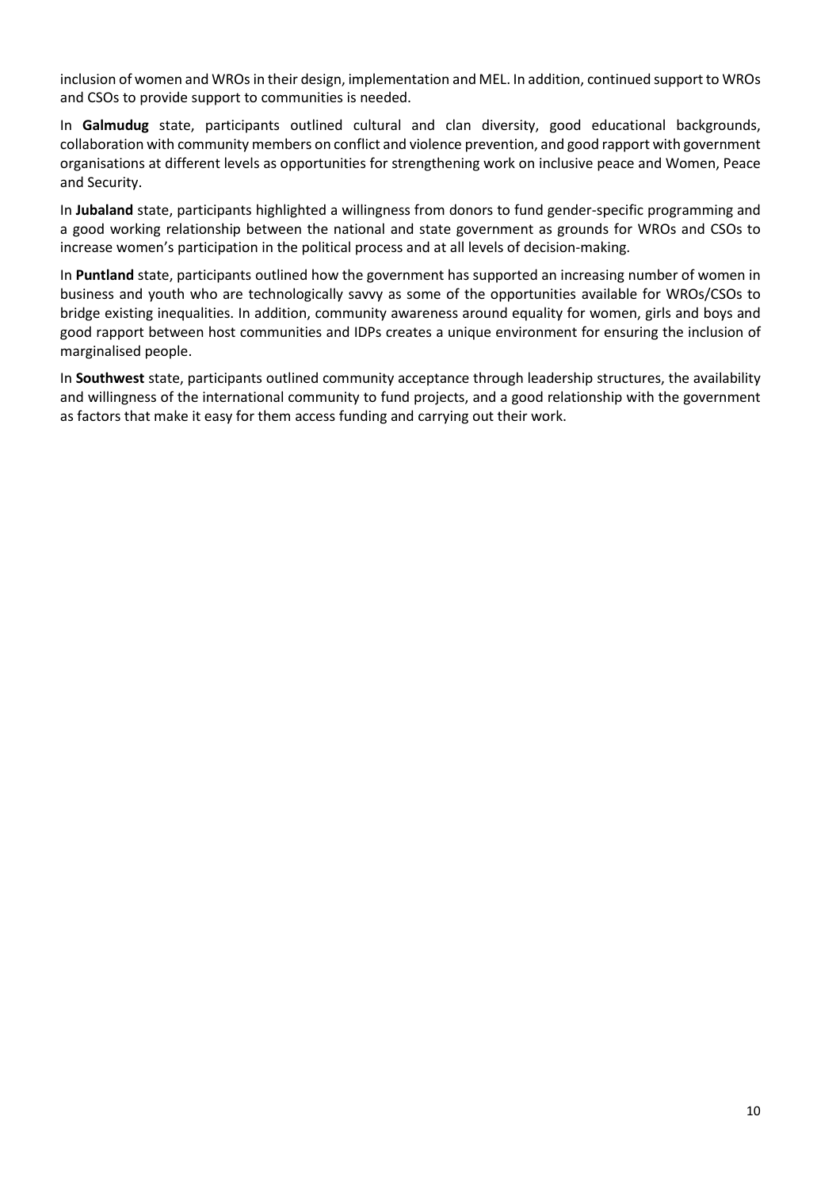inclusion of women and WROs in their design, implementation and MEL. In addition, continued support to WROs and CSOs to provide support to communities is needed.

In **Galmudug** state, participants outlined cultural and clan diversity, good educational backgrounds, collaboration with community members on conflict and violence prevention, and good rapport with government organisations at different levels as opportunities for strengthening work on inclusive peace and Women, Peace and Security.

In **Jubaland** state, participants highlighted a willingness from donors to fund gender-specific programming and a good working relationship between the national and state government as grounds for WROs and CSOs to increase women's participation in the political process and at all levels of decision-making.

In **Puntland** state, participants outlined how the government has supported an increasing number of women in business and youth who are technologically savvy as some of the opportunities available for WROs/CSOs to bridge existing inequalities. In addition, community awareness around equality for women, girls and boys and good rapport between host communities and IDPs creates a unique environment for ensuring the inclusion of marginalised people.

In **Southwest** state, participants outlined community acceptance through leadership structures, the availability and willingness of the international community to fund projects, and a good relationship with the government as factors that make it easy for them access funding and carrying out their work.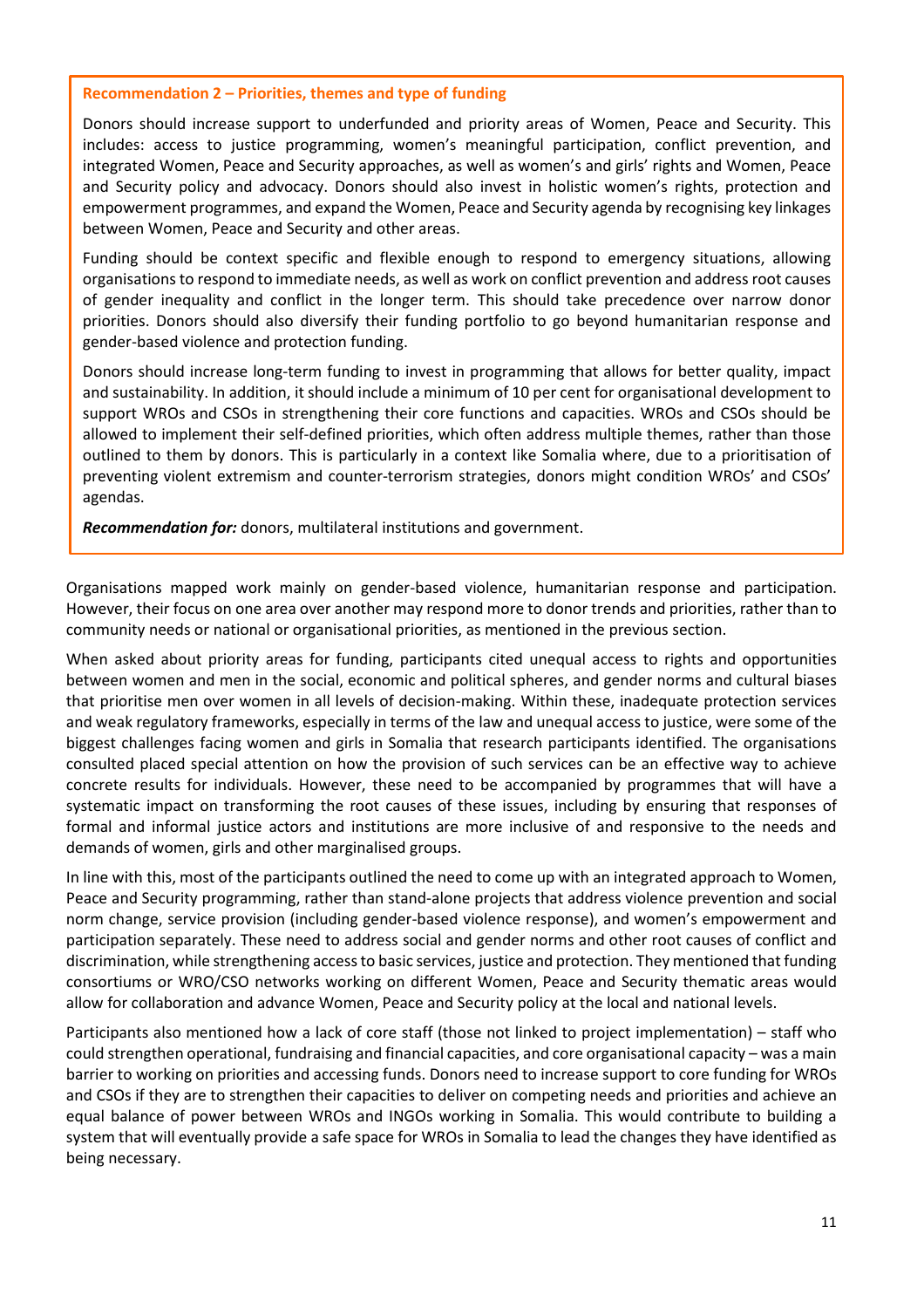**Recommendation 2 – Priorities, themes and type of funding**

Donors should increase support to underfunded and priority areas of Women, Peace and Security. This includes: access to justice programming, women's meaningful participation, conflict prevention, and integrated Women, Peace and Security approaches, as well as women's and girls' rights and Women, Peace and Security policy and advocacy. Donors should also invest in holistic women's rights, protection and empowerment programmes, and expand the Women, Peace and Security agenda by recognising key linkages between Women, Peace and Security and other areas.

Funding should be context specific and flexible enough to respond to emergency situations, allowing organisations to respond to immediate needs, as well as work on conflict prevention and address root causes of gender inequality and conflict in the longer term. This should take precedence over narrow donor priorities. Donors should also diversify their funding portfolio to go beyond humanitarian response and gender-based violence and protection funding.

Donors should increase long-term funding to invest in programming that allows for better quality, impact and sustainability. In addition, it should include a minimum of 10 per cent for organisational development to support WROs and CSOs in strengthening their core functions and capacities. WROs and CSOs should be allowed to implement their self-defined priorities, which often address multiple themes, rather than those outlined to them by donors. This is particularly in a context like Somalia where, due to a prioritisation of preventing violent extremism and counter-terrorism strategies, donors might condition WROs' and CSOs' agendas.

***Recommendation for:*** donors, multilateral institutions and government.

Organisations mapped work mainly on gender-based violence, humanitarian response and participation. However, their focus on one area over another may respond more to donor trends and priorities, rather than to community needs or national or organisational priorities, as mentioned in the previous section.

When asked about priority areas for funding, participants cited unequal access to rights and opportunities between women and men in the social, economic and political spheres, and gender norms and cultural biases that prioritise men over women in all levels of decision-making. Within these, inadequate protection services and weak regulatory frameworks, especially in terms of the law and unequal access to justice, were some of the biggest challenges facing women and girls in Somalia that research participants identified. The organisations consulted placed special attention on how the provision of such services can be an effective way to achieve concrete results for individuals. However, these need to be accompanied by programmes that will have a systematic impact on transforming the root causes of these issues, including by ensuring that responses of formal and informal justice actors and institutions are more inclusive of and responsive to the needs and demands of women, girls and other marginalised groups.

In line with this, most of the participants outlined the need to come up with an integrated approach to Women, Peace and Security programming, rather than stand-alone projects that address violence prevention and social norm change, service provision (including gender-based violence response), and women's empowerment and participation separately. These need to address social and gender norms and other root causes of conflict and discrimination, while strengthening access to basic services, justice and protection. They mentioned that funding consortiums or WRO/CSO networks working on different Women, Peace and Security thematic areas would allow for collaboration and advance Women, Peace and Security policy at the local and national levels.

Participants also mentioned how a lack of core staff (those not linked to project implementation) – staff who could strengthen operational, fundraising and financial capacities, and core organisational capacity – was a main barrier to working on priorities and accessing funds. Donors need to increase support to core funding for WROs and CSOs if they are to strengthen their capacities to deliver on competing needs and priorities and achieve an equal balance of power between WROs and INGOs working in Somalia. This would contribute to building a system that will eventually provide a safe space for WROs in Somalia to lead the changes they have identified as being necessary.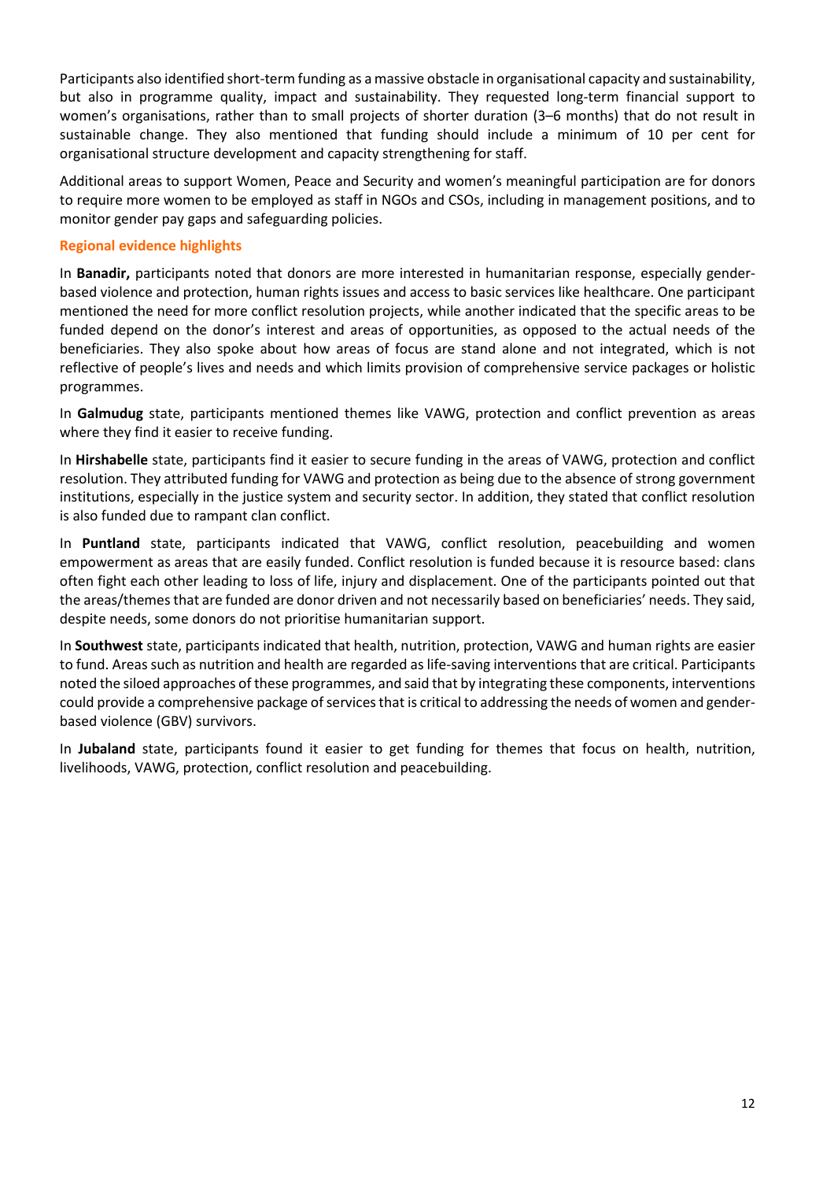Participants also identified short-term funding as a massive obstacle in organisational capacity and sustainability, but also in programme quality, impact and sustainability. They requested long-term financial support to women's organisations, rather than to small projects of shorter duration (3–6 months) that do not result in sustainable change. They also mentioned that funding should include a minimum of 10 per cent for organisational structure development and capacity strengthening for staff.

Additional areas to support Women, Peace and Security and women's meaningful participation are for donors to require more women to be employed as staff in NGOs and CSOs, including in management positions, and to monitor gender pay gaps and safeguarding policies.

### Regional evidence highlights

In **Banadir,** participants noted that donors are more interested in humanitarian response, especially gender-based violence and protection, human rights issues and access to basic services like healthcare. One participant mentioned the need for more conflict resolution projects, while another indicated that the specific areas to be funded depend on the donor's interest and areas of opportunities, as opposed to the actual needs of the beneficiaries. They also spoke about how areas of focus are stand alone and not integrated, which is not reflective of people's lives and needs and which limits provision of comprehensive service packages or holistic programmes.

In **Galmudug** state, participants mentioned themes like VAWG, protection and conflict prevention as areas where they find it easier to receive funding.

In **Hirshabelle** state, participants find it easier to secure funding in the areas of VAWG, protection and conflict resolution. They attributed funding for VAWG and protection as being due to the absence of strong government institutions, especially in the justice system and security sector. In addition, they stated that conflict resolution is also funded due to rampant clan conflict.

In **Puntland** state, participants indicated that VAWG, conflict resolution, peacebuilding and women empowerment as areas that are easily funded. Conflict resolution is funded because it is resource based: clans often fight each other leading to loss of life, injury and displacement. One of the participants pointed out that the areas/themes that are funded are donor driven and not necessarily based on beneficiaries' needs. They said, despite needs, some donors do not prioritise humanitarian support.

In **Southwest** state, participants indicated that health, nutrition, protection, VAWG and human rights are easier to fund. Areas such as nutrition and health are regarded as life-saving interventions that are critical. Participants noted the siloed approaches of these programmes, and said that by integrating these components, interventions could provide a comprehensive package of services that is critical to addressing the needs of women and gender-based violence (GBV) survivors.

In **Jubaland** state, participants found it easier to get funding for themes that focus on health, nutrition, livelihoods, VAWG, protection, conflict resolution and peacebuilding.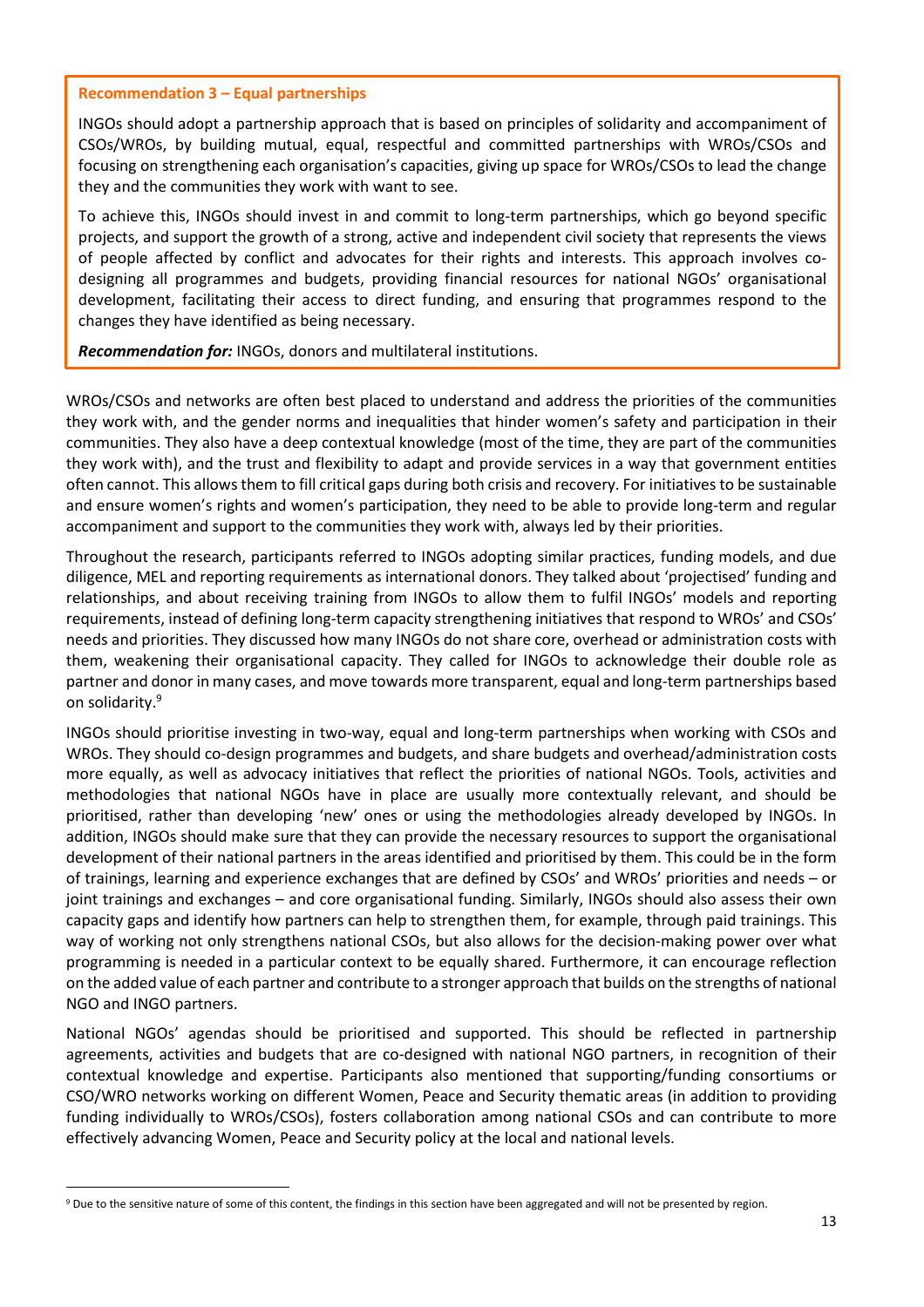**Recommendation 3 – Equal partnerships**

INGOs should adopt a partnership approach that is based on principles of solidarity and accompaniment of CSOs/WROs, by building mutual, equal, respectful and committed partnerships with WROs/CSOs and focusing on strengthening each organisation's capacities, giving up space for WROs/CSOs to lead the change they and the communities they work with want to see.

To achieve this, INGOs should invest in and commit to long-term partnerships, which go beyond specific projects, and support the growth of a strong, active and independent civil society that represents the views of people affected by conflict and advocates for their rights and interests. This approach involves co-designing all programmes and budgets, providing financial resources for national NGOs' organisational development, facilitating their access to direct funding, and ensuring that programmes respond to the changes they have identified as being necessary.

***Recommendation for:*** INGOs, donors and multilateral institutions.

WROs/CSOs and networks are often best placed to understand and address the priorities of the communities they work with, and the gender norms and inequalities that hinder women's safety and participation in their communities. They also have a deep contextual knowledge (most of the time, they are part of the communities they work with), and the trust and flexibility to adapt and provide services in a way that government entities often cannot. This allows them to fill critical gaps during both crisis and recovery. For initiatives to be sustainable and ensure women's rights and women's participation, they need to be able to provide long-term and regular accompaniment and support to the communities they work with, always led by their priorities.

Throughout the research, participants referred to INGOs adopting similar practices, funding models, and due diligence, MEL and reporting requirements as international donors. They talked about 'projectised' funding and relationships, and about receiving training from INGOs to allow them to fulfil INGOs' models and reporting requirements, instead of defining long-term capacity strengthening initiatives that respond to WROs' and CSOs' needs and priorities. They discussed how many INGOs do not share core, overhead or administration costs with them, weakening their organisational capacity. They called for INGOs to acknowledge their double role as partner and donor in many cases, and move towards more transparent, equal and long-term partnerships based on solidarity.[9]

INGOs should prioritise investing in two-way, equal and long-term partnerships when working with CSOs and WROs. They should co-design programmes and budgets, and share budgets and overhead/administration costs more equally, as well as advocacy initiatives that reflect the priorities of national NGOs. Tools, activities and methodologies that national NGOs have in place are usually more contextually relevant, and should be prioritised, rather than developing 'new' ones or using the methodologies already developed by INGOs. In addition, INGOs should make sure that they can provide the necessary resources to support the organisational development of their national partners in the areas identified and prioritised by them. This could be in the form of trainings, learning and experience exchanges that are defined by CSOs' and WROs' priorities and needs – or joint trainings and exchanges – and core organisational funding. Similarly, INGOs should also assess their own capacity gaps and identify how partners can help to strengthen them, for example, through paid trainings. This way of working not only strengthens national CSOs, but also allows for the decision-making power over what programming is needed in a particular context to be equally shared. Furthermore, it can encourage reflection on the added value of each partner and contribute to a stronger approach that builds on the strengths of national NGO and INGO partners.

National NGOs' agendas should be prioritised and supported. This should be reflected in partnership agreements, activities and budgets that are co-designed with national NGO partners, in recognition of their contextual knowledge and expertise. Participants also mentioned that supporting/funding consortiums or CSO/WRO networks working on different Women, Peace and Security thematic areas (in addition to providing funding individually to WROs/CSOs), fosters collaboration among national CSOs and can contribute to more effectively advancing Women, Peace and Security policy at the local and national levels.

[9] Due to the sensitive nature of some of this content, the findings in this section have been aggregated and will not be presented by region.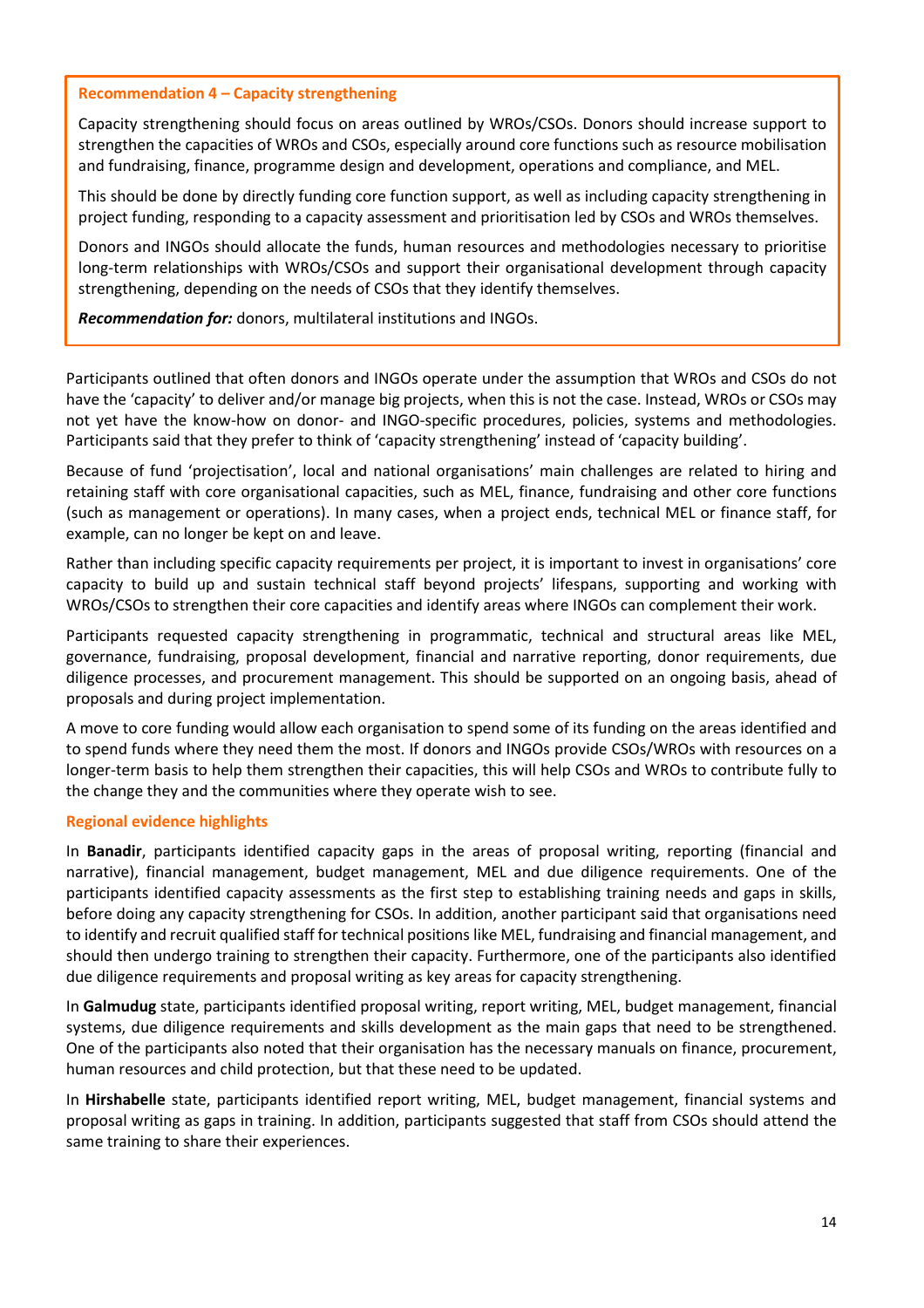**Recommendation 4 – Capacity strengthening**

Capacity strengthening should focus on areas outlined by WROs/CSOs. Donors should increase support to strengthen the capacities of WROs and CSOs, especially around core functions such as resource mobilisation and fundraising, finance, programme design and development, operations and compliance, and MEL.

This should be done by directly funding core function support, as well as including capacity strengthening in project funding, responding to a capacity assessment and prioritisation led by CSOs and WROs themselves.

Donors and INGOs should allocate the funds, human resources and methodologies necessary to prioritise long-term relationships with WROs/CSOs and support their organisational development through capacity strengthening, depending on the needs of CSOs that they identify themselves.

***Recommendation for:*** donors, multilateral institutions and INGOs.

Participants outlined that often donors and INGOs operate under the assumption that WROs and CSOs do not have the 'capacity' to deliver and/or manage big projects, when this is not the case. Instead, WROs or CSOs may not yet have the know-how on donor- and INGO-specific procedures, policies, systems and methodologies. Participants said that they prefer to think of 'capacity strengthening' instead of 'capacity building'.

Because of fund 'projectisation', local and national organisations' main challenges are related to hiring and retaining staff with core organisational capacities, such as MEL, finance, fundraising and other core functions (such as management or operations). In many cases, when a project ends, technical MEL or finance staff, for example, can no longer be kept on and leave.

Rather than including specific capacity requirements per project, it is important to invest in organisations' core capacity to build up and sustain technical staff beyond projects' lifespans, supporting and working with WROs/CSOs to strengthen their core capacities and identify areas where INGOs can complement their work.

Participants requested capacity strengthening in programmatic, technical and structural areas like MEL, governance, fundraising, proposal development, financial and narrative reporting, donor requirements, due diligence processes, and procurement management. This should be supported on an ongoing basis, ahead of proposals and during project implementation.

A move to core funding would allow each organisation to spend some of its funding on the areas identified and to spend funds where they need them the most. If donors and INGOs provide CSOs/WROs with resources on a longer-term basis to help them strengthen their capacities, this will help CSOs and WROs to contribute fully to the change they and the communities where they operate wish to see.

### Regional evidence highlights

In **Banadir**, participants identified capacity gaps in the areas of proposal writing, reporting (financial and narrative), financial management, budget management, MEL and due diligence requirements. One of the participants identified capacity assessments as the first step to establishing training needs and gaps in skills, before doing any capacity strengthening for CSOs. In addition, another participant said that organisations need to identify and recruit qualified staff for technical positions like MEL, fundraising and financial management, and should then undergo training to strengthen their capacity. Furthermore, one of the participants also identified due diligence requirements and proposal writing as key areas for capacity strengthening.

In **Galmudug** state, participants identified proposal writing, report writing, MEL, budget management, financial systems, due diligence requirements and skills development as the main gaps that need to be strengthened. One of the participants also noted that their organisation has the necessary manuals on finance, procurement, human resources and child protection, but that these need to be updated.

In **Hirshabelle** state, participants identified report writing, MEL, budget management, financial systems and proposal writing as gaps in training. In addition, participants suggested that staff from CSOs should attend the same training to share their experiences.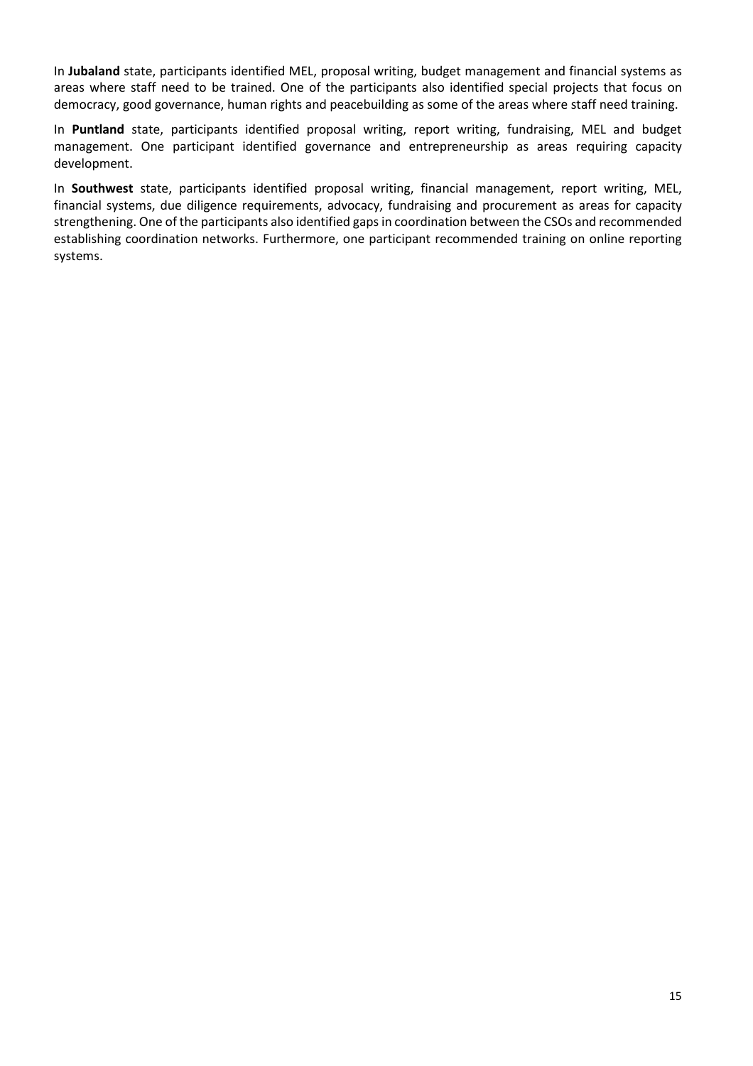In **Jubaland** state, participants identified MEL, proposal writing, budget management and financial systems as areas where staff need to be trained. One of the participants also identified special projects that focus on democracy, good governance, human rights and peacebuilding as some of the areas where staff need training.

In **Puntland** state, participants identified proposal writing, report writing, fundraising, MEL and budget management. One participant identified governance and entrepreneurship as areas requiring capacity development.

In **Southwest** state, participants identified proposal writing, financial management, report writing, MEL, financial systems, due diligence requirements, advocacy, fundraising and procurement as areas for capacity strengthening. One of the participants also identified gaps in coordination between the CSOs and recommended establishing coordination networks. Furthermore, one participant recommended training on online reporting systems.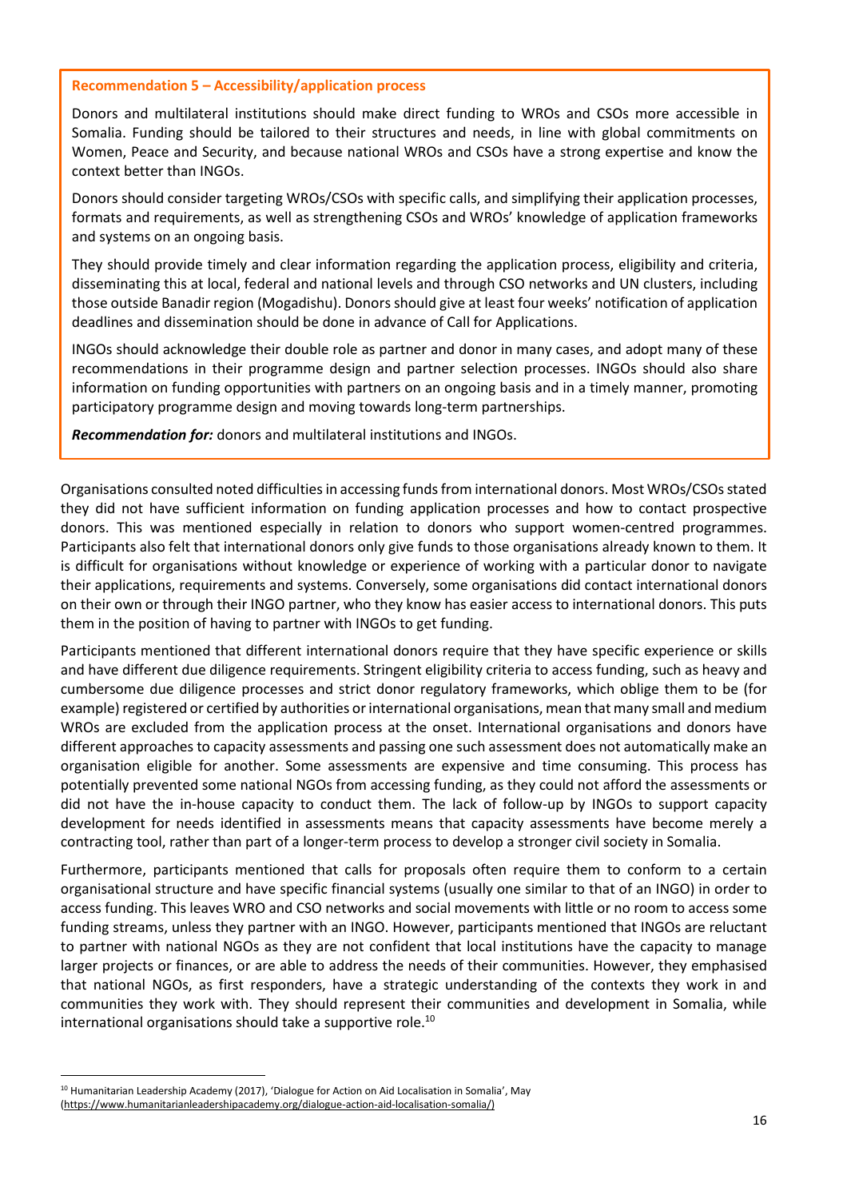**Recommendation 5 – Accessibility/application process**

Donors and multilateral institutions should make direct funding to WROs and CSOs more accessible in Somalia. Funding should be tailored to their structures and needs, in line with global commitments on Women, Peace and Security, and because national WROs and CSOs have a strong expertise and know the context better than INGOs.

Donors should consider targeting WROs/CSOs with specific calls, and simplifying their application processes, formats and requirements, as well as strengthening CSOs and WROs' knowledge of application frameworks and systems on an ongoing basis.

They should provide timely and clear information regarding the application process, eligibility and criteria, disseminating this at local, federal and national levels and through CSO networks and UN clusters, including those outside Banadir region (Mogadishu). Donors should give at least four weeks' notification of application deadlines and dissemination should be done in advance of Call for Applications.

INGOs should acknowledge their double role as partner and donor in many cases, and adopt many of these recommendations in their programme design and partner selection processes. INGOs should also share information on funding opportunities with partners on an ongoing basis and in a timely manner, promoting participatory programme design and moving towards long-term partnerships.

***Recommendation for:*** donors and multilateral institutions and INGOs.

Organisations consulted noted difficulties in accessing funds from international donors. Most WROs/CSOs stated they did not have sufficient information on funding application processes and how to contact prospective donors. This was mentioned especially in relation to donors who support women-centred programmes. Participants also felt that international donors only give funds to those organisations already known to them. It is difficult for organisations without knowledge or experience of working with a particular donor to navigate their applications, requirements and systems. Conversely, some organisations did contact international donors on their own or through their INGO partner, who they know has easier access to international donors. This puts them in the position of having to partner with INGOs to get funding.

Participants mentioned that different international donors require that they have specific experience or skills and have different due diligence requirements. Stringent eligibility criteria to access funding, such as heavy and cumbersome due diligence processes and strict donor regulatory frameworks, which oblige them to be (for example) registered or certified by authorities or international organisations, mean that many small and medium WROs are excluded from the application process at the onset. International organisations and donors have different approaches to capacity assessments and passing one such assessment does not automatically make an organisation eligible for another. Some assessments are expensive and time consuming. This process has potentially prevented some national NGOs from accessing funding, as they could not afford the assessments or did not have the in-house capacity to conduct them. The lack of follow-up by INGOs to support capacity development for needs identified in assessments means that capacity assessments have become merely a contracting tool, rather than part of a longer-term process to develop a stronger civil society in Somalia.

Furthermore, participants mentioned that calls for proposals often require them to conform to a certain organisational structure and have specific financial systems (usually one similar to that of an INGO) in order to access funding. This leaves WRO and CSO networks and social movements with little or no room to access some funding streams, unless they partner with an INGO. However, participants mentioned that INGOs are reluctant to partner with national NGOs as they are not confident that local institutions have the capacity to manage larger projects or finances, or are able to address the needs of their communities. However, they emphasised that national NGOs, as first responders, have a strategic understanding of the contexts they work in and communities they work with. They should represent their communities and development in Somalia, while international organisations should take a supportive role.[10]

[10] Humanitarian Leadership Academy (2017), 'Dialogue for Action on Aid Localisation in Somalia', May (https://www.humanitarianleadershipacademy.org/dialogue-action-aid-localisation-somalia/)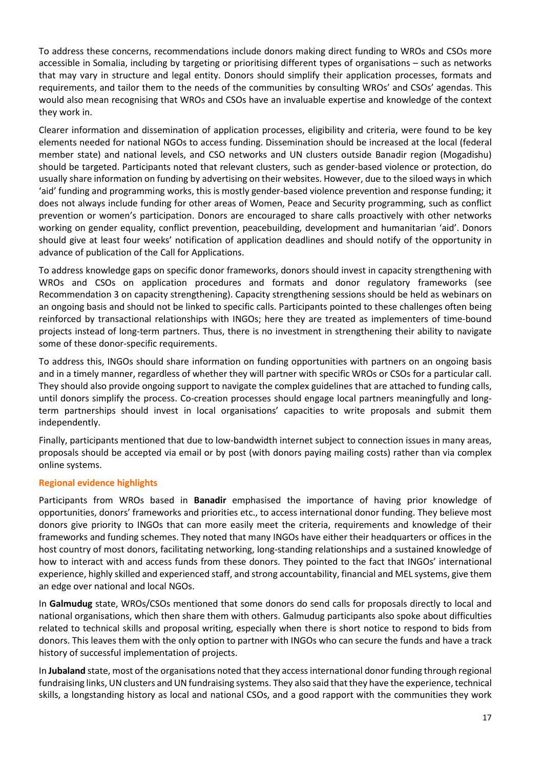To address these concerns, recommendations include donors making direct funding to WROs and CSOs more accessible in Somalia, including by targeting or prioritising different types of organisations – such as networks that may vary in structure and legal entity. Donors should simplify their application processes, formats and requirements, and tailor them to the needs of the communities by consulting WROs' and CSOs' agendas. This would also mean recognising that WROs and CSOs have an invaluable expertise and knowledge of the context they work in.

Clearer information and dissemination of application processes, eligibility and criteria, were found to be key elements needed for national NGOs to access funding. Dissemination should be increased at the local (federal member state) and national levels, and CSO networks and UN clusters outside Banadir region (Mogadishu) should be targeted. Participants noted that relevant clusters, such as gender-based violence or protection, do usually share information on funding by advertising on their websites. However, due to the siloed ways in which 'aid' funding and programming works, this is mostly gender-based violence prevention and response funding; it does not always include funding for other areas of Women, Peace and Security programming, such as conflict prevention or women's participation. Donors are encouraged to share calls proactively with other networks working on gender equality, conflict prevention, peacebuilding, development and humanitarian 'aid'. Donors should give at least four weeks' notification of application deadlines and should notify of the opportunity in advance of publication of the Call for Applications.

To address knowledge gaps on specific donor frameworks, donors should invest in capacity strengthening with WROs and CSOs on application procedures and formats and donor regulatory frameworks (see Recommendation 3 on capacity strengthening). Capacity strengthening sessions should be held as webinars on an ongoing basis and should not be linked to specific calls. Participants pointed to these challenges often being reinforced by transactional relationships with INGOs; here they are treated as implementers of time-bound projects instead of long-term partners. Thus, there is no investment in strengthening their ability to navigate some of these donor-specific requirements.

To address this, INGOs should share information on funding opportunities with partners on an ongoing basis and in a timely manner, regardless of whether they will partner with specific WROs or CSOs for a particular call. They should also provide ongoing support to navigate the complex guidelines that are attached to funding calls, until donors simplify the process. Co-creation processes should engage local partners meaningfully and long-term partnerships should invest in local organisations' capacities to write proposals and submit them independently.

Finally, participants mentioned that due to low-bandwidth internet subject to connection issues in many areas, proposals should be accepted via email or by post (with donors paying mailing costs) rather than via complex online systems.

#### Regional evidence highlights

Participants from WROs based in **Banadir** emphasised the importance of having prior knowledge of opportunities, donors' frameworks and priorities etc., to access international donor funding. They believe most donors give priority to INGOs that can more easily meet the criteria, requirements and knowledge of their frameworks and funding schemes. They noted that many INGOs have either their headquarters or offices in the host country of most donors, facilitating networking, long-standing relationships and a sustained knowledge of how to interact with and access funds from these donors. They pointed to the fact that INGOs' international experience, highly skilled and experienced staff, and strong accountability, financial and MEL systems, give them an edge over national and local NGOs.

In **Galmudug** state, WROs/CSOs mentioned that some donors do send calls for proposals directly to local and national organisations, which then share them with others. Galmudug participants also spoke about difficulties related to technical skills and proposal writing, especially when there is short notice to respond to bids from donors. This leaves them with the only option to partner with INGOs who can secure the funds and have a track history of successful implementation of projects.

In **Jubaland** state, most of the organisations noted that they access international donor funding through regional fundraising links, UN clusters and UN fundraising systems. They also said that they have the experience, technical skills, a longstanding history as local and national CSOs, and a good rapport with the communities they work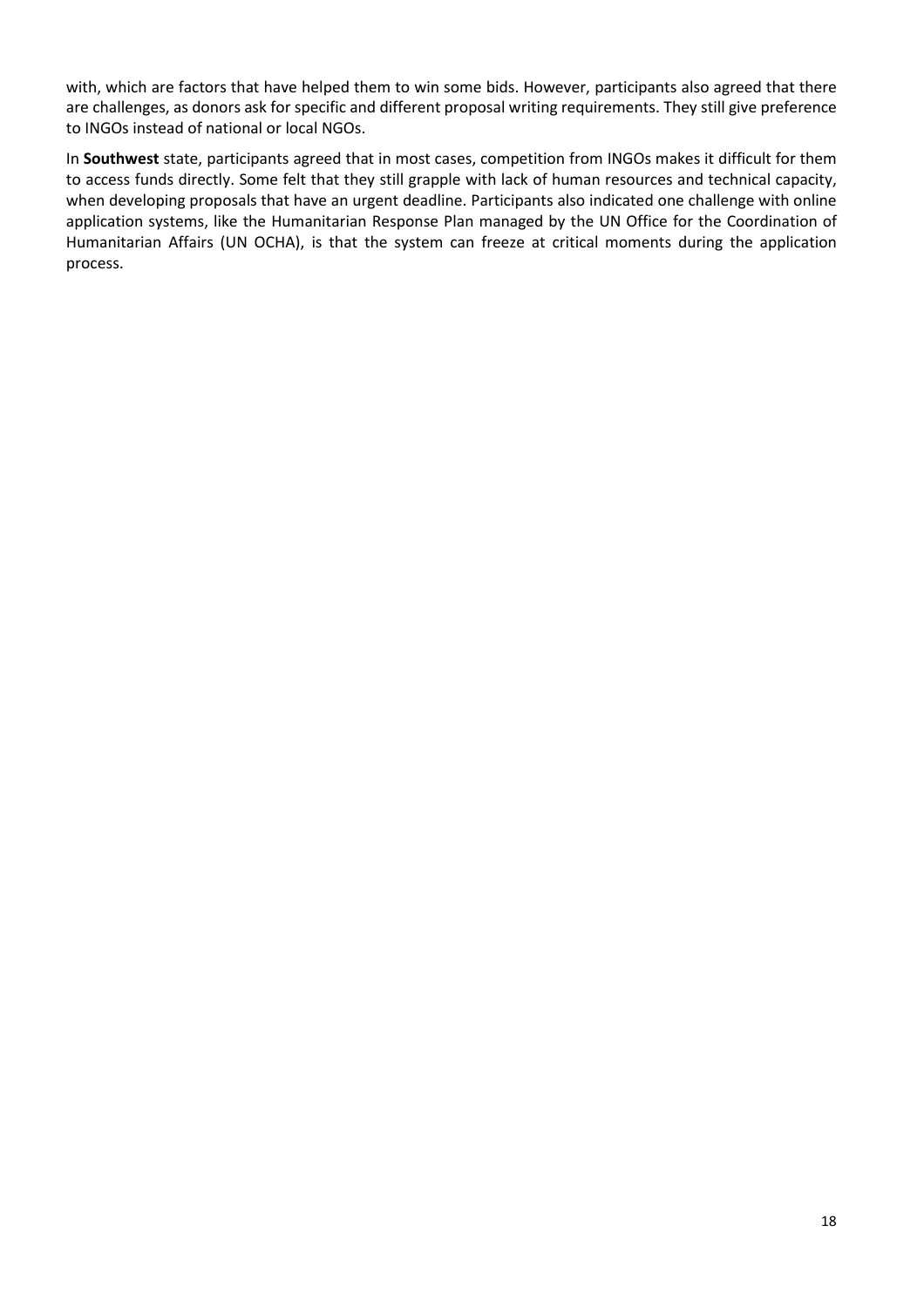with, which are factors that have helped them to win some bids. However, participants also agreed that there are challenges, as donors ask for specific and different proposal writing requirements. They still give preference to INGOs instead of national or local NGOs.

In **Southwest** state, participants agreed that in most cases, competition from INGOs makes it difficult for them to access funds directly. Some felt that they still grapple with lack of human resources and technical capacity, when developing proposals that have an urgent deadline. Participants also indicated one challenge with online application systems, like the Humanitarian Response Plan managed by the UN Office for the Coordination of Humanitarian Affairs (UN OCHA), is that the system can freeze at critical moments during the application process.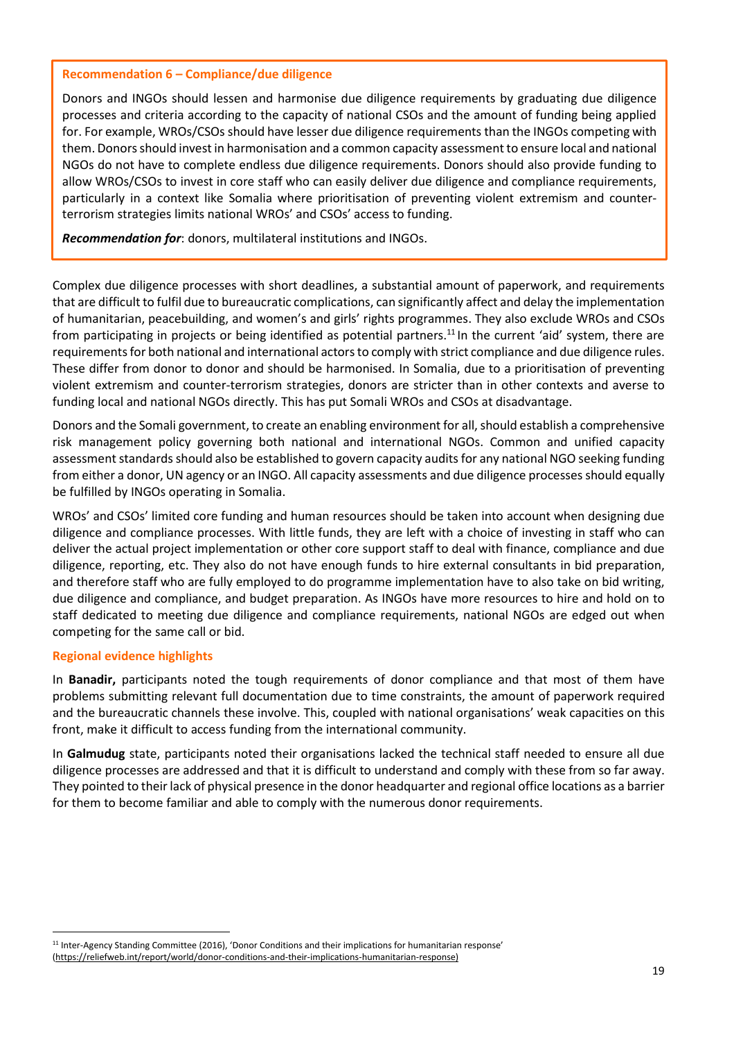**Recommendation 6 – Compliance/due diligence**

Donors and INGOs should lessen and harmonise due diligence requirements by graduating due diligence processes and criteria according to the capacity of national CSOs and the amount of funding being applied for. For example, WROs/CSOs should have lesser due diligence requirements than the INGOs competing with them. Donors should invest in harmonisation and a common capacity assessment to ensure local and national NGOs do not have to complete endless due diligence requirements. Donors should also provide funding to allow WROs/CSOs to invest in core staff who can easily deliver due diligence and compliance requirements, particularly in a context like Somalia where prioritisation of preventing violent extremism and counter-terrorism strategies limits national WROs' and CSOs' access to funding.

***Recommendation for***: donors, multilateral institutions and INGOs.

Complex due diligence processes with short deadlines, a substantial amount of paperwork, and requirements that are difficult to fulfil due to bureaucratic complications, can significantly affect and delay the implementation of humanitarian, peacebuilding, and women's and girls' rights programmes. They also exclude WROs and CSOs from participating in projects or being identified as potential partners.[11] In the current 'aid' system, there are requirements for both national and international actors to comply with strict compliance and due diligence rules. These differ from donor to donor and should be harmonised. In Somalia, due to a prioritisation of preventing violent extremism and counter-terrorism strategies, donors are stricter than in other contexts and averse to funding local and national NGOs directly. This has put Somali WROs and CSOs at disadvantage.

Donors and the Somali government, to create an enabling environment for all, should establish a comprehensive risk management policy governing both national and international NGOs. Common and unified capacity assessment standards should also be established to govern capacity audits for any national NGO seeking funding from either a donor, UN agency or an INGO. All capacity assessments and due diligence processes should equally be fulfilled by INGOs operating in Somalia.

WROs' and CSOs' limited core funding and human resources should be taken into account when designing due diligence and compliance processes. With little funds, they are left with a choice of investing in staff who can deliver the actual project implementation or other core support staff to deal with finance, compliance and due diligence, reporting, etc. They also do not have enough funds to hire external consultants in bid preparation, and therefore staff who are fully employed to do programme implementation have to also take on bid writing, due diligence and compliance, and budget preparation. As INGOs have more resources to hire and hold on to staff dedicated to meeting due diligence and compliance requirements, national NGOs are edged out when competing for the same call or bid.

**Regional evidence highlights**

In **Banadir,** participants noted the tough requirements of donor compliance and that most of them have problems submitting relevant full documentation due to time constraints, the amount of paperwork required and the bureaucratic channels these involve. This, coupled with national organisations' weak capacities on this front, make it difficult to access funding from the international community.

In **Galmudug** state, participants noted their organisations lacked the technical staff needed to ensure all due diligence processes are addressed and that it is difficult to understand and comply with these from so far away. They pointed to their lack of physical presence in the donor headquarter and regional office locations as a barrier for them to become familiar and able to comply with the numerous donor requirements.

[11] Inter-Agency Standing Committee (2016), 'Donor Conditions and their implications for humanitarian response' (https://reliefweb.int/report/world/donor-conditions-and-their-implications-humanitarian-response)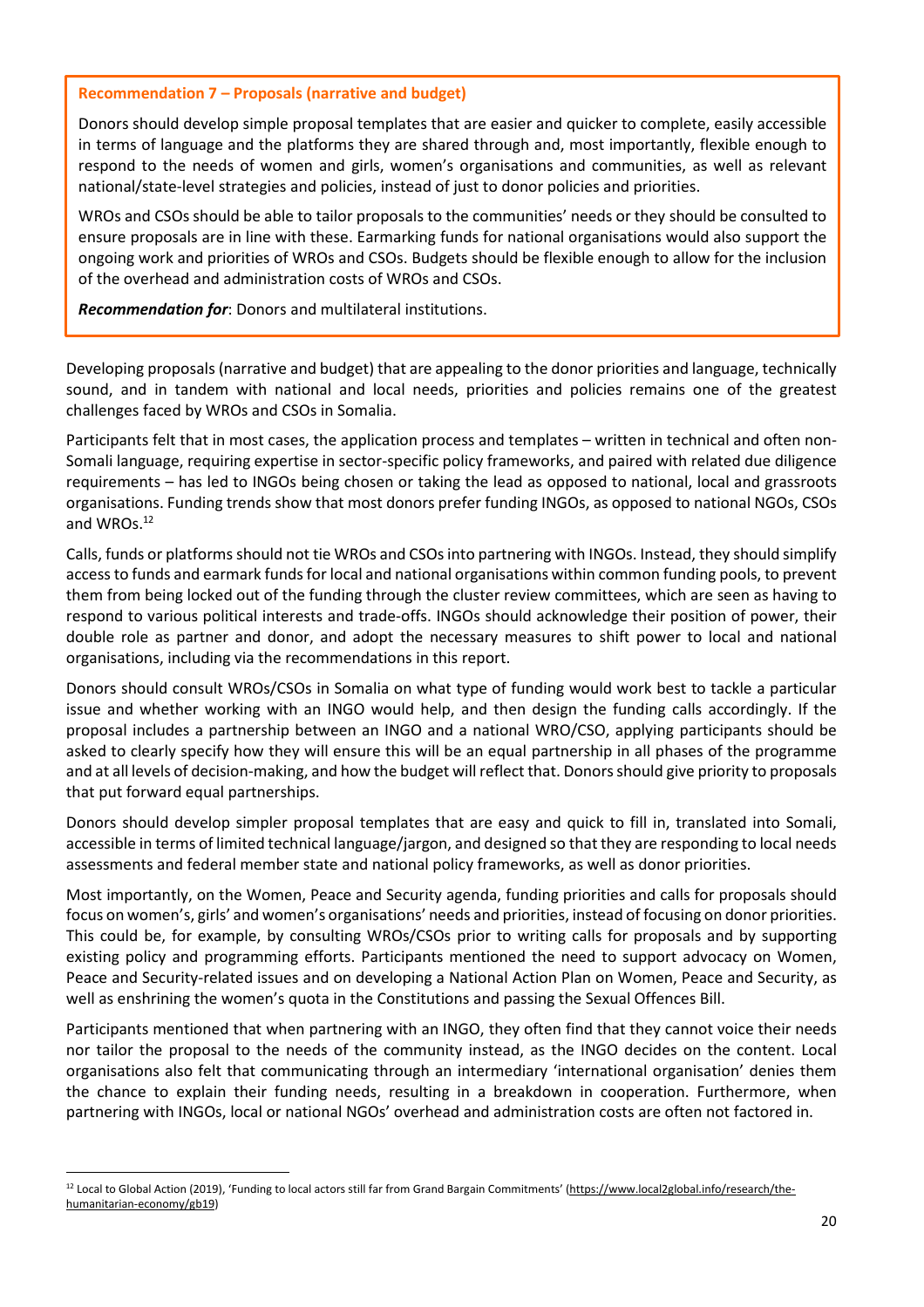**Recommendation 7 – Proposals (narrative and budget)**

Donors should develop simple proposal templates that are easier and quicker to complete, easily accessible in terms of language and the platforms they are shared through and, most importantly, flexible enough to respond to the needs of women and girls, women's organisations and communities, as well as relevant national/state-level strategies and policies, instead of just to donor policies and priorities.

WROs and CSOs should be able to tailor proposals to the communities' needs or they should be consulted to ensure proposals are in line with these. Earmarking funds for national organisations would also support the ongoing work and priorities of WROs and CSOs. Budgets should be flexible enough to allow for the inclusion of the overhead and administration costs of WROs and CSOs.

***Recommendation for***: Donors and multilateral institutions.

Developing proposals (narrative and budget) that are appealing to the donor priorities and language, technically sound, and in tandem with national and local needs, priorities and policies remains one of the greatest challenges faced by WROs and CSOs in Somalia.

Participants felt that in most cases, the application process and templates – written in technical and often non-Somali language, requiring expertise in sector-specific policy frameworks, and paired with related due diligence requirements – has led to INGOs being chosen or taking the lead as opposed to national, local and grassroots organisations. Funding trends show that most donors prefer funding INGOs, as opposed to national NGOs, CSOs and WROs.[12]

Calls, funds or platforms should not tie WROs and CSOs into partnering with INGOs. Instead, they should simplify access to funds and earmark funds for local and national organisations within common funding pools, to prevent them from being locked out of the funding through the cluster review committees, which are seen as having to respond to various political interests and trade-offs. INGOs should acknowledge their position of power, their double role as partner and donor, and adopt the necessary measures to shift power to local and national organisations, including via the recommendations in this report.

Donors should consult WROs/CSOs in Somalia on what type of funding would work best to tackle a particular issue and whether working with an INGO would help, and then design the funding calls accordingly. If the proposal includes a partnership between an INGO and a national WRO/CSO, applying participants should be asked to clearly specify how they will ensure this will be an equal partnership in all phases of the programme and at all levels of decision-making, and how the budget will reflect that. Donors should give priority to proposals that put forward equal partnerships.

Donors should develop simpler proposal templates that are easy and quick to fill in, translated into Somali, accessible in terms of limited technical language/jargon, and designed so that they are responding to local needs assessments and federal member state and national policy frameworks, as well as donor priorities.

Most importantly, on the Women, Peace and Security agenda, funding priorities and calls for proposals should focus on women's, girls' and women's organisations' needs and priorities, instead of focusing on donor priorities. This could be, for example, by consulting WROs/CSOs prior to writing calls for proposals and by supporting existing policy and programming efforts. Participants mentioned the need to support advocacy on Women, Peace and Security-related issues and on developing a National Action Plan on Women, Peace and Security, as well as enshrining the women's quota in the Constitutions and passing the Sexual Offences Bill.

Participants mentioned that when partnering with an INGO, they often find that they cannot voice their needs nor tailor the proposal to the needs of the community instead, as the INGO decides on the content. Local organisations also felt that communicating through an intermediary 'international organisation' denies them the chance to explain their funding needs, resulting in a breakdown in cooperation. Furthermore, when partnering with INGOs, local or national NGOs' overhead and administration costs are often not factored in.

[12] Local to Global Action (2019), 'Funding to local actors still far from Grand Bargain Commitments' (https://www.local2global.info/research/the-humanitarian-economy/gb19)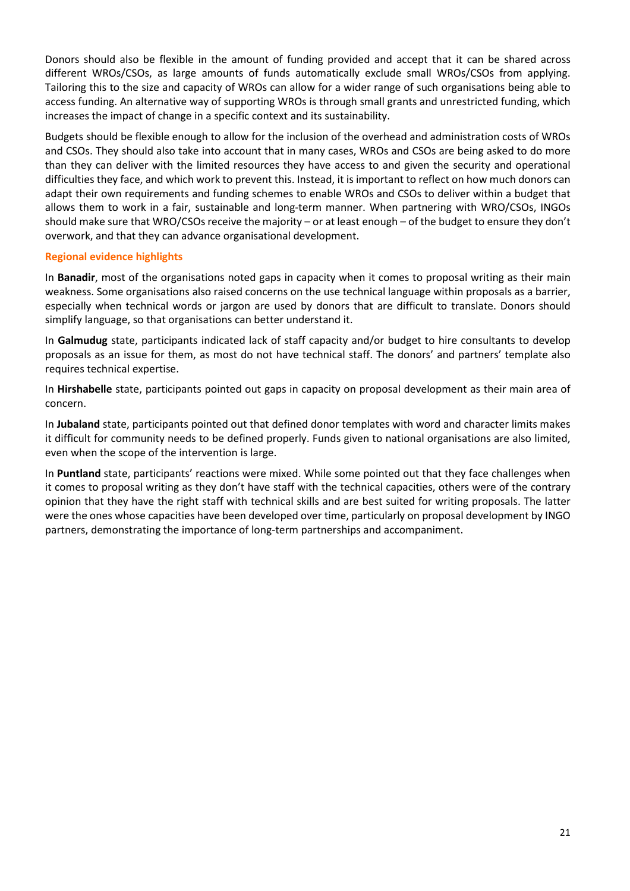Donors should also be flexible in the amount of funding provided and accept that it can be shared across different WROs/CSOs, as large amounts of funds automatically exclude small WROs/CSOs from applying. Tailoring this to the size and capacity of WROs can allow for a wider range of such organisations being able to access funding. An alternative way of supporting WROs is through small grants and unrestricted funding, which increases the impact of change in a specific context and its sustainability.

Budgets should be flexible enough to allow for the inclusion of the overhead and administration costs of WROs and CSOs. They should also take into account that in many cases, WROs and CSOs are being asked to do more than they can deliver with the limited resources they have access to and given the security and operational difficulties they face, and which work to prevent this. Instead, it is important to reflect on how much donors can adapt their own requirements and funding schemes to enable WROs and CSOs to deliver within a budget that allows them to work in a fair, sustainable and long-term manner. When partnering with WRO/CSOs, INGOs should make sure that WRO/CSOs receive the majority – or at least enough – of the budget to ensure they don't overwork, and that they can advance organisational development.

**Regional evidence highlights**

In **Banadir**, most of the organisations noted gaps in capacity when it comes to proposal writing as their main weakness. Some organisations also raised concerns on the use technical language within proposals as a barrier, especially when technical words or jargon are used by donors that are difficult to translate. Donors should simplify language, so that organisations can better understand it.

In **Galmudug** state, participants indicated lack of staff capacity and/or budget to hire consultants to develop proposals as an issue for them, as most do not have technical staff. The donors' and partners' template also requires technical expertise.

In **Hirshabelle** state, participants pointed out gaps in capacity on proposal development as their main area of concern.

In **Jubaland** state, participants pointed out that defined donor templates with word and character limits makes it difficult for community needs to be defined properly. Funds given to national organisations are also limited, even when the scope of the intervention is large.

In **Puntland** state, participants' reactions were mixed. While some pointed out that they face challenges when it comes to proposal writing as they don't have staff with the technical capacities, others were of the contrary opinion that they have the right staff with technical skills and are best suited for writing proposals. The latter were the ones whose capacities have been developed over time, particularly on proposal development by INGO partners, demonstrating the importance of long-term partnerships and accompaniment.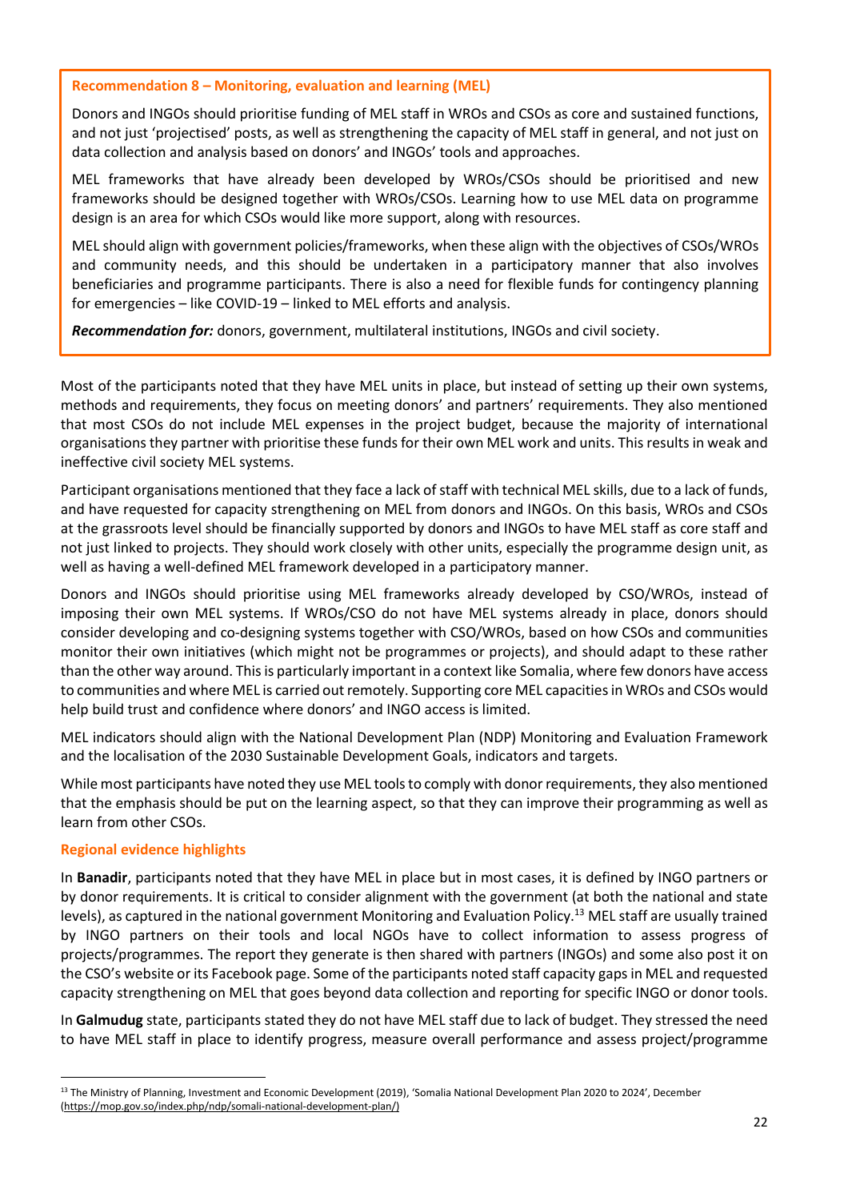**Recommendation 8 – Monitoring, evaluation and learning (MEL)**

Donors and INGOs should prioritise funding of MEL staff in WROs and CSOs as core and sustained functions, and not just 'projectised' posts, as well as strengthening the capacity of MEL staff in general, and not just on data collection and analysis based on donors' and INGOs' tools and approaches.

MEL frameworks that have already been developed by WROs/CSOs should be prioritised and new frameworks should be designed together with WROs/CSOs. Learning how to use MEL data on programme design is an area for which CSOs would like more support, along with resources.

MEL should align with government policies/frameworks, when these align with the objectives of CSOs/WROs and community needs, and this should be undertaken in a participatory manner that also involves beneficiaries and programme participants. There is also a need for flexible funds for contingency planning for emergencies – like COVID-19 – linked to MEL efforts and analysis.

***Recommendation for:*** donors, government, multilateral institutions, INGOs and civil society.

Most of the participants noted that they have MEL units in place, but instead of setting up their own systems, methods and requirements, they focus on meeting donors' and partners' requirements. They also mentioned that most CSOs do not include MEL expenses in the project budget, because the majority of international organisations they partner with prioritise these funds for their own MEL work and units. This results in weak and ineffective civil society MEL systems.

Participant organisations mentioned that they face a lack of staff with technical MEL skills, due to a lack of funds, and have requested for capacity strengthening on MEL from donors and INGOs. On this basis, WROs and CSOs at the grassroots level should be financially supported by donors and INGOs to have MEL staff as core staff and not just linked to projects. They should work closely with other units, especially the programme design unit, as well as having a well-defined MEL framework developed in a participatory manner.

Donors and INGOs should prioritise using MEL frameworks already developed by CSO/WROs, instead of imposing their own MEL systems. If WROs/CSO do not have MEL systems already in place, donors should consider developing and co-designing systems together with CSO/WROs, based on how CSOs and communities monitor their own initiatives (which might not be programmes or projects), and should adapt to these rather than the other way around. This is particularly important in a context like Somalia, where few donors have access to communities and where MEL is carried out remotely. Supporting core MEL capacities in WROs and CSOs would help build trust and confidence where donors' and INGO access is limited.

MEL indicators should align with the National Development Plan (NDP) Monitoring and Evaluation Framework and the localisation of the 2030 Sustainable Development Goals, indicators and targets.

While most participants have noted they use MEL tools to comply with donor requirements, they also mentioned that the emphasis should be put on the learning aspect, so that they can improve their programming as well as learn from other CSOs.

### Regional evidence highlights

In **Banadir**, participants noted that they have MEL in place but in most cases, it is defined by INGO partners or by donor requirements. It is critical to consider alignment with the government (at both the national and state levels), as captured in the national government Monitoring and Evaluation Policy.[13] MEL staff are usually trained by INGO partners on their tools and local NGOs have to collect information to assess progress of projects/programmes. The report they generate is then shared with partners (INGOs) and some also post it on the CSO's website or its Facebook page. Some of the participants noted staff capacity gaps in MEL and requested capacity strengthening on MEL that goes beyond data collection and reporting for specific INGO or donor tools.

In **Galmudug** state, participants stated they do not have MEL staff due to lack of budget. They stressed the need to have MEL staff in place to identify progress, measure overall performance and assess project/programme

[13] The Ministry of Planning, Investment and Economic Development (2019), 'Somalia National Development Plan 2020 to 2024', December (https://mop.gov.so/index.php/ndp/somali-national-development-plan/)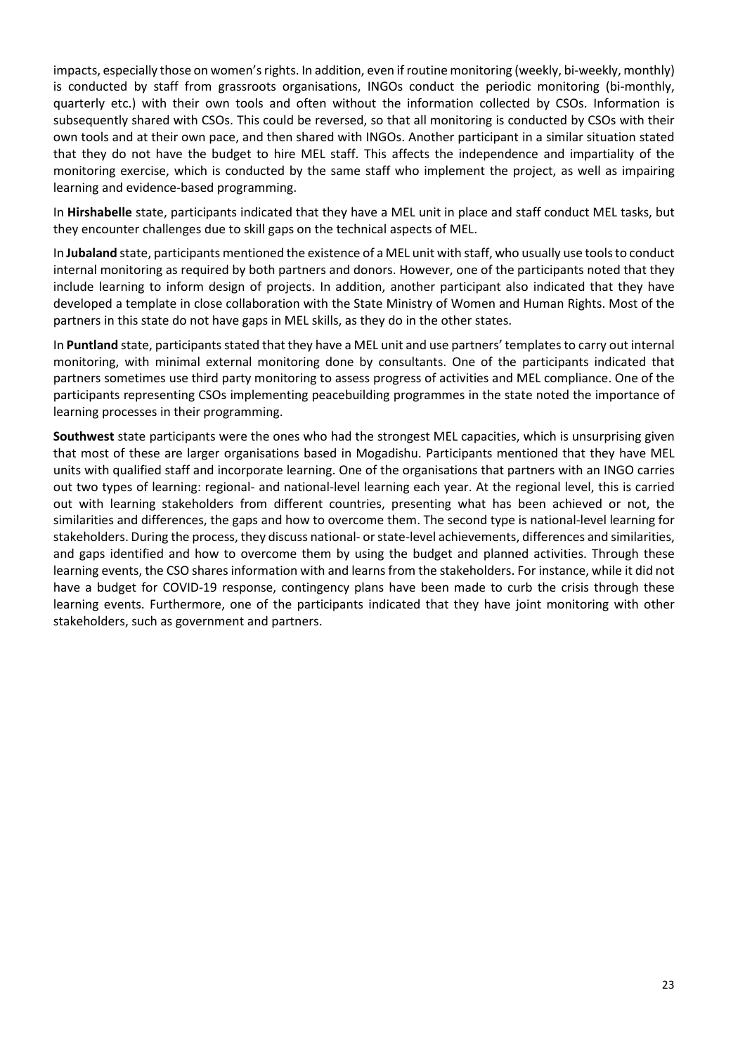impacts, especially those on women's rights. In addition, even if routine monitoring (weekly, bi-weekly, monthly) is conducted by staff from grassroots organisations, INGOs conduct the periodic monitoring (bi-monthly, quarterly etc.) with their own tools and often without the information collected by CSOs. Information is subsequently shared with CSOs. This could be reversed, so that all monitoring is conducted by CSOs with their own tools and at their own pace, and then shared with INGOs. Another participant in a similar situation stated that they do not have the budget to hire MEL staff. This affects the independence and impartiality of the monitoring exercise, which is conducted by the same staff who implement the project, as well as impairing learning and evidence-based programming.

In **Hirshabelle** state, participants indicated that they have a MEL unit in place and staff conduct MEL tasks, but they encounter challenges due to skill gaps on the technical aspects of MEL.

In **Jubaland** state, participants mentioned the existence of a MEL unit with staff, who usually use tools to conduct internal monitoring as required by both partners and donors. However, one of the participants noted that they include learning to inform design of projects. In addition, another participant also indicated that they have developed a template in close collaboration with the State Ministry of Women and Human Rights. Most of the partners in this state do not have gaps in MEL skills, as they do in the other states.

In **Puntland** state, participants stated that they have a MEL unit and use partners' templates to carry out internal monitoring, with minimal external monitoring done by consultants. One of the participants indicated that partners sometimes use third party monitoring to assess progress of activities and MEL compliance. One of the participants representing CSOs implementing peacebuilding programmes in the state noted the importance of learning processes in their programming.

**Southwest** state participants were the ones who had the strongest MEL capacities, which is unsurprising given that most of these are larger organisations based in Mogadishu. Participants mentioned that they have MEL units with qualified staff and incorporate learning. One of the organisations that partners with an INGO carries out two types of learning: regional- and national-level learning each year. At the regional level, this is carried out with learning stakeholders from different countries, presenting what has been achieved or not, the similarities and differences, the gaps and how to overcome them. The second type is national-level learning for stakeholders. During the process, they discuss national- or state-level achievements, differences and similarities, and gaps identified and how to overcome them by using the budget and planned activities. Through these learning events, the CSO shares information with and learns from the stakeholders. For instance, while it did not have a budget for COVID-19 response, contingency plans have been made to curb the crisis through these learning events. Furthermore, one of the participants indicated that they have joint monitoring with other stakeholders, such as government and partners.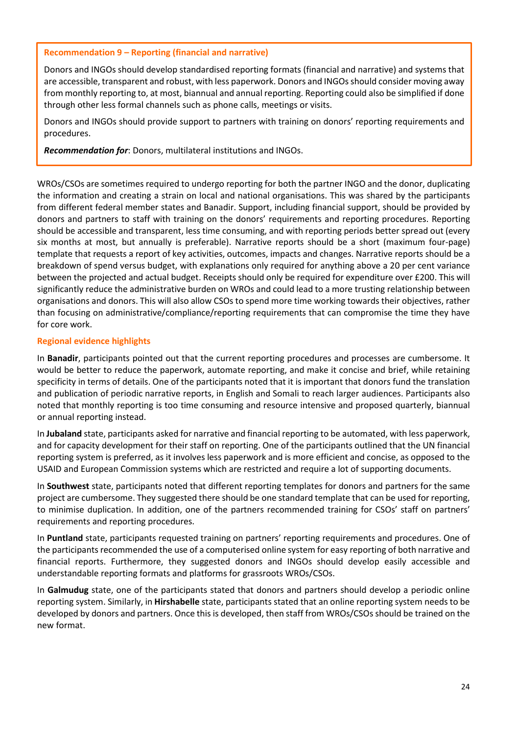**Recommendation 9 – Reporting (financial and narrative)**

Donors and INGOs should develop standardised reporting formats (financial and narrative) and systems that are accessible, transparent and robust, with less paperwork. Donors and INGOs should consider moving away from monthly reporting to, at most, biannual and annual reporting. Reporting could also be simplified if done through other less formal channels such as phone calls, meetings or visits.

Donors and INGOs should provide support to partners with training on donors' reporting requirements and procedures.

***Recommendation for***: Donors, multilateral institutions and INGOs.

WROs/CSOs are sometimes required to undergo reporting for both the partner INGO and the donor, duplicating the information and creating a strain on local and national organisations. This was shared by the participants from different federal member states and Banadir. Support, including financial support, should be provided by donors and partners to staff with training on the donors' requirements and reporting procedures. Reporting should be accessible and transparent, less time consuming, and with reporting periods better spread out (every six months at most, but annually is preferable). Narrative reports should be a short (maximum four-page) template that requests a report of key activities, outcomes, impacts and changes. Narrative reports should be a breakdown of spend versus budget, with explanations only required for anything above a 20 per cent variance between the projected and actual budget. Receipts should only be required for expenditure over £200. This will significantly reduce the administrative burden on WROs and could lead to a more trusting relationship between organisations and donors. This will also allow CSOs to spend more time working towards their objectives, rather than focusing on administrative/compliance/reporting requirements that can compromise the time they have for core work.

### Regional evidence highlights

In **Banadir**, participants pointed out that the current reporting procedures and processes are cumbersome. It would be better to reduce the paperwork, automate reporting, and make it concise and brief, while retaining specificity in terms of details. One of the participants noted that it is important that donors fund the translation and publication of periodic narrative reports, in English and Somali to reach larger audiences. Participants also noted that monthly reporting is too time consuming and resource intensive and proposed quarterly, biannual or annual reporting instead.

In **Jubaland** state, participants asked for narrative and financial reporting to be automated, with less paperwork, and for capacity development for their staff on reporting. One of the participants outlined that the UN financial reporting system is preferred, as it involves less paperwork and is more efficient and concise, as opposed to the USAID and European Commission systems which are restricted and require a lot of supporting documents.

In **Southwest** state, participants noted that different reporting templates for donors and partners for the same project are cumbersome. They suggested there should be one standard template that can be used for reporting, to minimise duplication. In addition, one of the partners recommended training for CSOs' staff on partners' requirements and reporting procedures.

In **Puntland** state, participants requested training on partners' reporting requirements and procedures. One of the participants recommended the use of a computerised online system for easy reporting of both narrative and financial reports. Furthermore, they suggested donors and INGOs should develop easily accessible and understandable reporting formats and platforms for grassroots WROs/CSOs.

In **Galmudug** state, one of the participants stated that donors and partners should develop a periodic online reporting system. Similarly, in **Hirshabelle** state, participants stated that an online reporting system needs to be developed by donors and partners. Once this is developed, then staff from WROs/CSOs should be trained on the new format.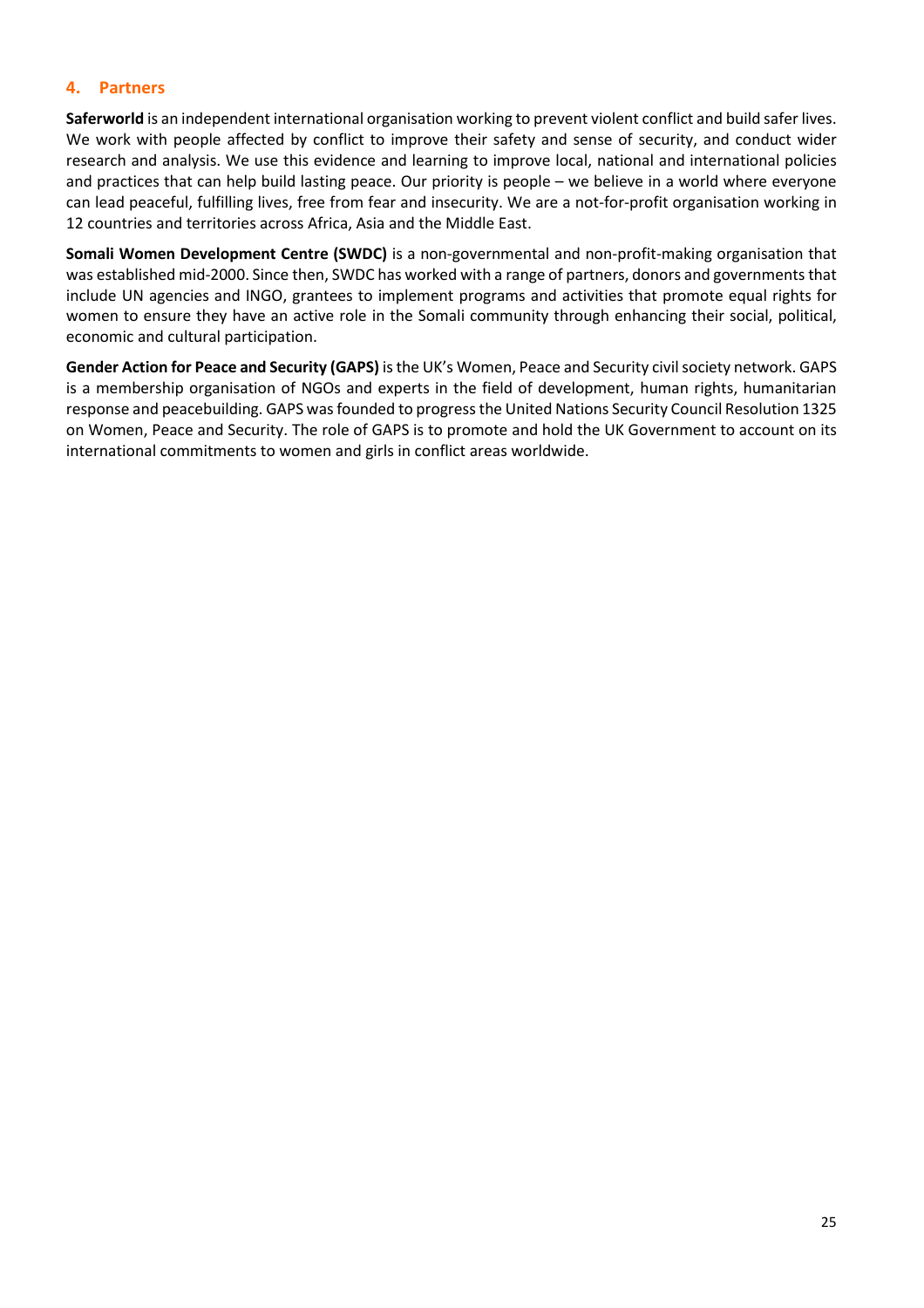## 4. Partners

**Saferworld** is an independent international organisation working to prevent violent conflict and build safer lives. We work with people affected by conflict to improve their safety and sense of security, and conduct wider research and analysis. We use this evidence and learning to improve local, national and international policies and practices that can help build lasting peace. Our priority is people – we believe in a world where everyone can lead peaceful, fulfilling lives, free from fear and insecurity. We are a not-for-profit organisation working in 12 countries and territories across Africa, Asia and the Middle East.

**Somali Women Development Centre (SWDC)** is a non-governmental and non-profit-making organisation that was established mid-2000. Since then, SWDC has worked with a range of partners, donors and governments that include UN agencies and INGO, grantees to implement programs and activities that promote equal rights for women to ensure they have an active role in the Somali community through enhancing their social, political, economic and cultural participation.

**Gender Action for Peace and Security (GAPS)** is the UK's Women, Peace and Security civil society network. GAPS is a membership organisation of NGOs and experts in the field of development, human rights, humanitarian response and peacebuilding. GAPS was founded to progress the United Nations Security Council Resolution 1325 on Women, Peace and Security. The role of GAPS is to promote and hold the UK Government to account on its international commitments to women and girls in conflict areas worldwide.